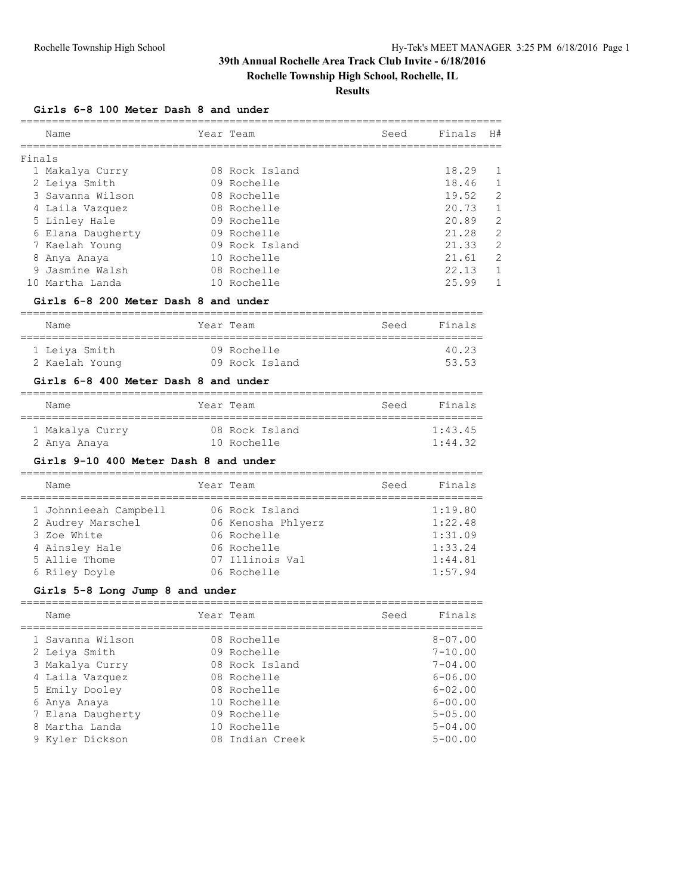# 39th Annual Rochelle Area Track Club Invite - 6/18/2016

## Rochelle Township High School, Rochelle, IL

## Results

### Girls 6-8 100 Meter Dash 8 and under

| | Name | Year | Team | Seed | Finals | H# |
|---|---|---|---|---|---|---|
| **Finals** | | | | | | |
| 1 | Makalya Curry | 08 | Rock Island | | 18.29 | 1 |
| 2 | Leiya Smith | 09 | Rochelle | | 18.46 | 1 |
| 3 | Savanna Wilson | 08 | Rochelle | | 19.52 | 2 |
| 4 | Laila Vazquez | 08 | Rochelle | | 20.73 | 1 |
| 5 | Linley Hale | 09 | Rochelle | | 20.89 | 2 |
| 6 | Elana Daugherty | 09 | Rochelle | | 21.28 | 2 |
| 7 | Kaelah Young | 09 | Rock Island | | 21.33 | 2 |
| 8 | Anya Anaya | 10 | Rochelle | | 21.61 | 2 |
| 9 | Jasmine Walsh | 08 | Rochelle | | 22.13 | 1 |
| 10 | Martha Landa | 10 | Rochelle | | 25.99 | 1 |

### Girls 6-8 200 Meter Dash 8 and under

| | Name | Year | Team | Seed | Finals |
|---|---|---|---|---|---|
| 1 | Leiya Smith | 09 | Rochelle | | 40.23 |
| 2 | Kaelah Young | 09 | Rock Island | | 53.53 |

### Girls 6-8 400 Meter Dash 8 and under

| | Name | Year | Team | Seed | Finals |
|---|---|---|---|---|---|
| 1 | Makalya Curry | 08 | Rock Island | | 1:43.45 |
| 2 | Anya Anaya | 10 | Rochelle | | 1:44.32 |

### Girls 9-10 400 Meter Dash 8 and under

| | Name | Year | Team | Seed | Finals |
|---|---|---|---|---|---|
| 1 | Johnnieeah Campbell | 06 | Rock Island | | 1:19.80 |
| 2 | Audrey Marschel | 06 | Kenosha Phlyerz | | 1:22.48 |
| 3 | Zoe White | 06 | Rochelle | | 1:31.09 |
| 4 | Ainsley Hale | 06 | Rochelle | | 1:33.24 |
| 5 | Allie Thome | 07 | Illinois Val | | 1:44.81 |
| 6 | Riley Doyle | 06 | Rochelle | | 1:57.94 |

### Girls 5-8 Long Jump 8 and under

| | Name | Year | Team | Seed | Finals |
|---|---|---|---|---|---|
| 1 | Savanna Wilson | 08 | Rochelle | | 8-07.00 |
| 2 | Leiya Smith | 09 | Rochelle | | 7-10.00 |
| 3 | Makalya Curry | 08 | Rock Island | | 7-04.00 |
| 4 | Laila Vazquez | 08 | Rochelle | | 6-06.00 |
| 5 | Emily Dooley | 08 | Rochelle | | 6-02.00 |
| 6 | Anya Anaya | 10 | Rochelle | | 6-00.00 |
| 7 | Elana Daugherty | 09 | Rochelle | | 5-05.00 |
| 8 | Martha Landa | 10 | Rochelle | | 5-04.00 |
| 9 | Kyler Dickson | 08 | Indian Creek | | 5-00.00 |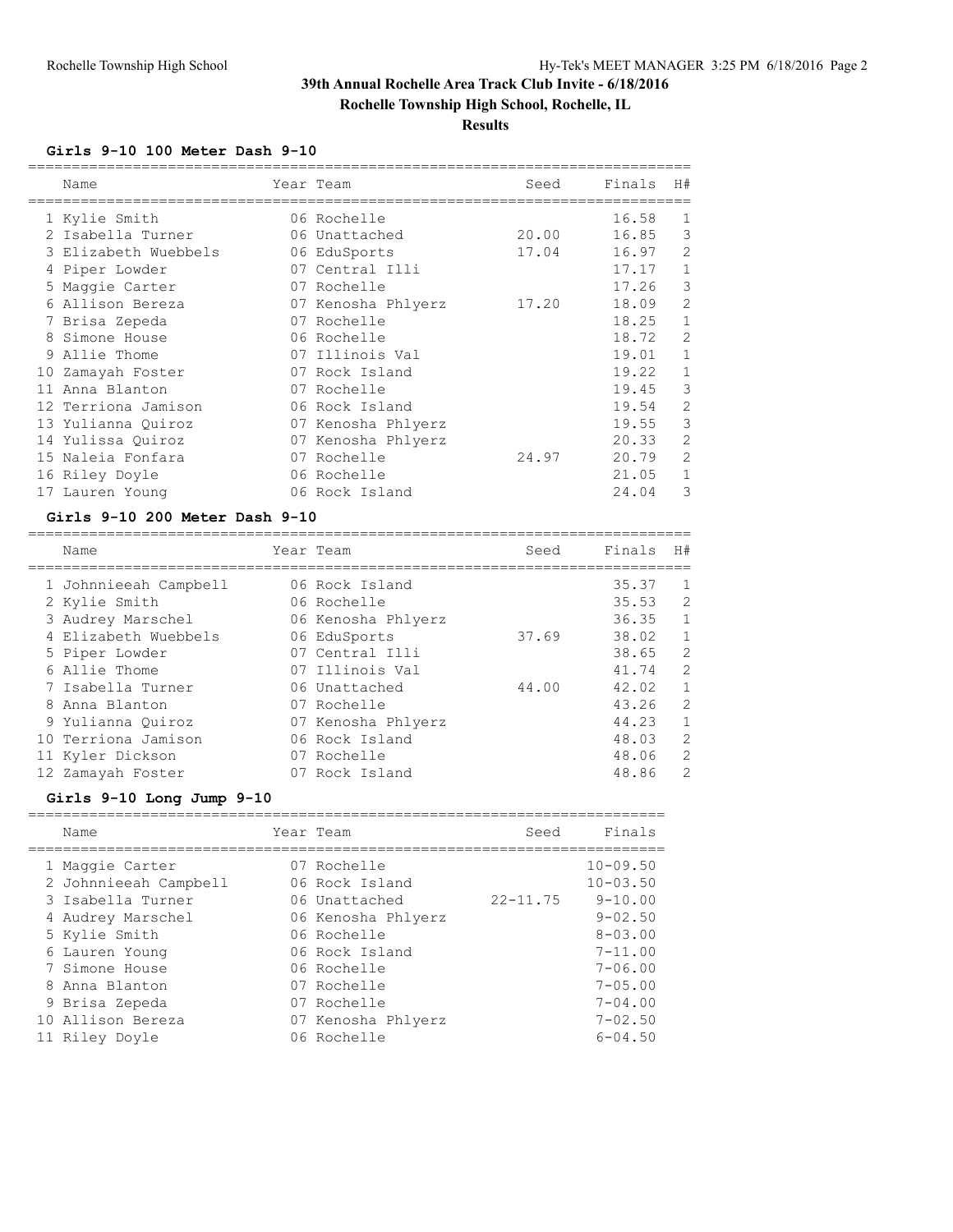# 39th Annual Rochelle Area Track Club Invite - 6/18/2016

**Rochelle Township High School, Rochelle, IL**

**Results**

### Girls 9-10 100 Meter Dash 9-10

| | Name | Year | Team | Seed | Finals | H# |
|---|---|---|---|---|---|---|
| 1 | Kylie Smith | 06 | Rochelle | | 16.58 | 1 |
| 2 | Isabella Turner | 06 | Unattached | 20.00 | 16.85 | 3 |
| 3 | Elizabeth Wuebbels | 06 | EduSports | 17.04 | 16.97 | 2 |
| 4 | Piper Lowder | 07 | Central Illi | | 17.17 | 1 |
| 5 | Maggie Carter | 07 | Rochelle | | 17.26 | 3 |
| 6 | Allison Bereza | 07 | Kenosha Phlyerz | 17.20 | 18.09 | 2 |
| 7 | Brisa Zepeda | 07 | Rochelle | | 18.25 | 1 |
| 8 | Simone House | 06 | Rochelle | | 18.72 | 2 |
| 9 | Allie Thome | 07 | Illinois Val | | 19.01 | 1 |
| 10 | Zamayah Foster | 07 | Rock Island | | 19.22 | 1 |
| 11 | Anna Blanton | 07 | Rochelle | | 19.45 | 3 |
| 12 | Terriona Jamison | 06 | Rock Island | | 19.54 | 2 |
| 13 | Yulianna Quiroz | 07 | Kenosha Phlyerz | | 19.55 | 3 |
| 14 | Yulissa Quiroz | 07 | Kenosha Phlyerz | | 20.33 | 2 |
| 15 | Naleia Fonfara | 07 | Rochelle | 24.97 | 20.79 | 2 |
| 16 | Riley Doyle | 06 | Rochelle | | 21.05 | 1 |
| 17 | Lauren Young | 06 | Rock Island | | 24.04 | 3 |

### Girls 9-10 200 Meter Dash 9-10

| | Name | Year | Team | Seed | Finals | H# |
|---|---|---|---|---|---|---|
| 1 | Johnnieeah Campbell | 06 | Rock Island | | 35.37 | 1 |
| 2 | Kylie Smith | 06 | Rochelle | | 35.53 | 2 |
| 3 | Audrey Marschel | 06 | Kenosha Phlyerz | | 36.35 | 1 |
| 4 | Elizabeth Wuebbels | 06 | EduSports | 37.69 | 38.02 | 1 |
| 5 | Piper Lowder | 07 | Central Illi | | 38.65 | 2 |
| 6 | Allie Thome | 07 | Illinois Val | | 41.74 | 2 |
| 7 | Isabella Turner | 06 | Unattached | 44.00 | 42.02 | 1 |
| 8 | Anna Blanton | 07 | Rochelle | | 43.26 | 2 |
| 9 | Yulianna Quiroz | 07 | Kenosha Phlyerz | | 44.23 | 1 |
| 10 | Terriona Jamison | 06 | Rock Island | | 48.03 | 2 |
| 11 | Kyler Dickson | 07 | Rochelle | | 48.06 | 2 |
| 12 | Zamayah Foster | 07 | Rock Island | | 48.86 | 2 |

### Girls 9-10 Long Jump 9-10

| | Name | Year | Team | Seed | Finals |
|---|---|---|---|---|---|
| 1 | Maggie Carter | 07 | Rochelle | | 10-09.50 |
| 2 | Johnnieeah Campbell | 06 | Rock Island | | 10-03.50 |
| 3 | Isabella Turner | 06 | Unattached | 22-11.75 | 9-10.00 |
| 4 | Audrey Marschel | 06 | Kenosha Phlyerz | | 9-02.50 |
| 5 | Kylie Smith | 06 | Rochelle | | 8-03.00 |
| 6 | Lauren Young | 06 | Rock Island | | 7-11.00 |
| 7 | Simone House | 06 | Rochelle | | 7-06.00 |
| 8 | Anna Blanton | 07 | Rochelle | | 7-05.00 |
| 9 | Brisa Zepeda | 07 | Rochelle | | 7-04.00 |
| 10 | Allison Bereza | 07 | Kenosha Phlyerz | | 7-02.50 |
| 11 | Riley Doyle | 06 | Rochelle | | 6-04.50 |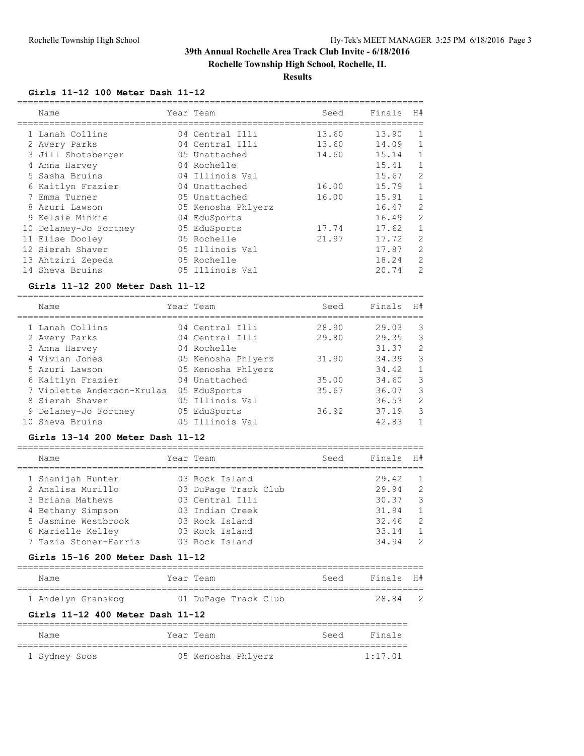# 39th Annual Rochelle Area Track Club Invite - 6/18/2016

## Rochelle Township High School, Rochelle, IL

### Results

**Girls 11-12 100 Meter Dash 11-12**

| | Name | Year | Team | Seed | Finals | H# |
|---|---|---|---|---|---|---|
| 1 | Lanah Collins | 04 | Central Illi | 13.60 | 13.90 | 1 |
| 2 | Avery Parks | 04 | Central Illi | 13.60 | 14.09 | 1 |
| 3 | Jill Shotsberger | 05 | Unattached | 14.60 | 15.14 | 1 |
| 4 | Anna Harvey | 04 | Rochelle | | 15.41 | 1 |
| 5 | Sasha Bruins | 04 | Illinois Val | | 15.67 | 2 |
| 6 | Kaitlyn Frazier | 04 | Unattached | 16.00 | 15.79 | 1 |
| 7 | Emma Turner | 05 | Unattached | 16.00 | 15.91 | 1 |
| 8 | Azuri Lawson | 05 | Kenosha Phlyerz | | 16.47 | 2 |
| 9 | Kelsie Minkie | 04 | EduSports | | 16.49 | 2 |
| 10 | Delaney-Jo Fortney | 05 | EduSports | 17.74 | 17.62 | 1 |
| 11 | Elise Dooley | 05 | Rochelle | 21.97 | 17.72 | 2 |
| 12 | Sierah Shaver | 05 | Illinois Val | | 17.87 | 2 |
| 13 | Ahtziri Zepeda | 05 | Rochelle | | 18.24 | 2 |
| 14 | Sheva Bruins | 05 | Illinois Val | | 20.74 | 2 |

**Girls 11-12 200 Meter Dash 11-12**

| | Name | Year | Team | Seed | Finals | H# |
|---|---|---|---|---|---|---|
| 1 | Lanah Collins | 04 | Central Illi | 28.90 | 29.03 | 3 |
| 2 | Avery Parks | 04 | Central Illi | 29.80 | 29.35 | 3 |
| 3 | Anna Harvey | 04 | Rochelle | | 31.37 | 2 |
| 4 | Vivian Jones | 05 | Kenosha Phlyerz | 31.90 | 34.39 | 3 |
| 5 | Azuri Lawson | 05 | Kenosha Phlyerz | | 34.42 | 1 |
| 6 | Kaitlyn Frazier | 04 | Unattached | 35.00 | 34.60 | 3 |
| 7 | Violette Anderson-Krulas | 05 | EduSports | 35.67 | 36.07 | 3 |
| 8 | Sierah Shaver | 05 | Illinois Val | | 36.53 | 2 |
| 9 | Delaney-Jo Fortney | 05 | EduSports | 36.92 | 37.19 | 3 |
| 10 | Sheva Bruins | 05 | Illinois Val | | 42.83 | 1 |

**Girls 13-14 200 Meter Dash 11-12**

| | Name | Year | Team | Seed | Finals | H# |
|---|---|---|---|---|---|---|
| 1 | Shanijah Hunter | 03 | Rock Island | | 29.42 | 1 |
| 2 | Analisa Murillo | 03 | DuPage Track Club | | 29.94 | 2 |
| 3 | Briana Mathews | 03 | Central Illi | | 30.37 | 3 |
| 4 | Bethany Simpson | 03 | Indian Creek | | 31.94 | 1 |
| 5 | Jasmine Westbrook | 03 | Rock Island | | 32.46 | 2 |
| 6 | Marielle Kelley | 03 | Rock Island | | 33.14 | 1 |
| 7 | Tazia Stoner-Harris | 03 | Rock Island | | 34.94 | 2 |

**Girls 15-16 200 Meter Dash 11-12**

| | Name | Year | Team | Seed | Finals | H# |
|---|---|---|---|---|---|---|
| 1 | Andelyn Granskog | 01 | DuPage Track Club | | 28.84 | 2 |

**Girls 11-12 400 Meter Dash 11-12**

| | Name | Year | Team | Seed | Finals |
|---|---|---|---|---|---|
| 1 | Sydney Soos | 05 | Kenosha Phlyerz | | 1:17.01 |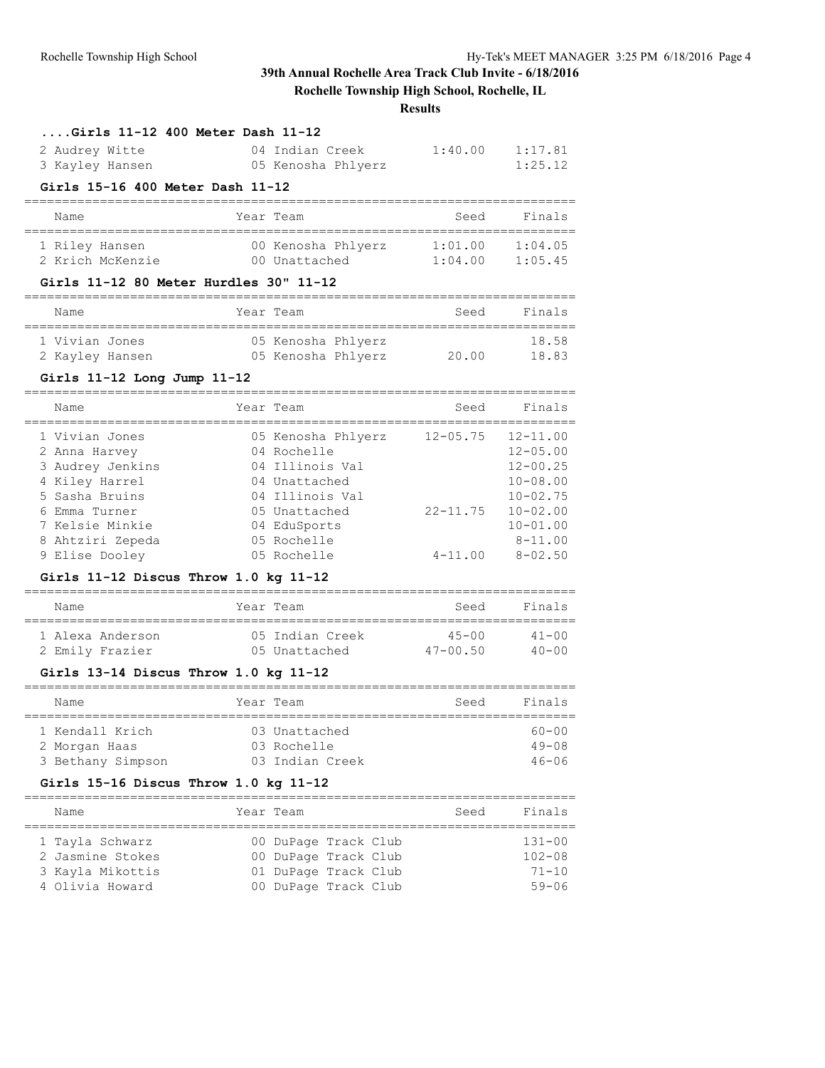### ....Girls 11-12 400 Meter Dash 11-12

| Name | Year | Team | Seed | Finals |
|---|---|---|---|---|
| 2 Audrey Witte | 04 | Indian Creek | 1:40.00 | 1:17.81 |
| 3 Kayley Hansen | 05 | Kenosha Phlyerz | | 1:25.12 |

### Girls 15-16 400 Meter Dash 11-12

| Name | Year | Team | Seed | Finals |
|---|---|---|---|---|
| 1 Riley Hansen | 00 | Kenosha Phlyerz | 1:01.00 | 1:04.05 |
| 2 Krich McKenzie | 00 | Unattached | 1:04.00 | 1:05.45 |

### Girls 11-12 80 Meter Hurdles 30" 11-12

| Name | Year | Team | Seed | Finals |
|---|---|---|---|---|
| 1 Vivian Jones | 05 | Kenosha Phlyerz | | 18.58 |
| 2 Kayley Hansen | 05 | Kenosha Phlyerz | 20.00 | 18.83 |

### Girls 11-12 Long Jump 11-12

| Name | Year | Team | Seed | Finals |
|---|---|---|---|---|
| 1 Vivian Jones | 05 | Kenosha Phlyerz | 12-05.75 | 12-11.00 |
| 2 Anna Harvey | 04 | Rochelle | | 12-05.00 |
| 3 Audrey Jenkins | 04 | Illinois Val | | 12-00.25 |
| 4 Kiley Harrel | 04 | Unattached | | 10-08.00 |
| 5 Sasha Bruins | 04 | Illinois Val | | 10-02.75 |
| 6 Emma Turner | 05 | Unattached | 22-11.75 | 10-02.00 |
| 7 Kelsie Minkie | 04 | EduSports | | 10-01.00 |
| 8 Ahtziri Zepeda | 05 | Rochelle | | 8-11.00 |
| 9 Elise Dooley | 05 | Rochelle | 4-11.00 | 8-02.50 |

### Girls 11-12 Discus Throw 1.0 kg 11-12

| Name | Year | Team | Seed | Finals |
|---|---|---|---|---|
| 1 Alexa Anderson | 05 | Indian Creek | 45-00 | 41-00 |
| 2 Emily Frazier | 05 | Unattached | 47-00.50 | 40-00 |

### Girls 13-14 Discus Throw 1.0 kg 11-12

| Name | Year | Team | Seed | Finals |
|---|---|---|---|---|
| 1 Kendall Krich | 03 | Unattached | | 60-00 |
| 2 Morgan Haas | 03 | Rochelle | | 49-08 |
| 3 Bethany Simpson | 03 | Indian Creek | | 46-06 |

### Girls 15-16 Discus Throw 1.0 kg 11-12

| Name | Year | Team | Seed | Finals |
|---|---|---|---|---|
| 1 Tayla Schwarz | 00 | DuPage Track Club | | 131-00 |
| 2 Jasmine Stokes | 00 | DuPage Track Club | | 102-08 |
| 3 Kayla Mikottis | 01 | DuPage Track Club | | 71-10 |
| 4 Olivia Howard | 00 | DuPage Track Club | | 59-06 |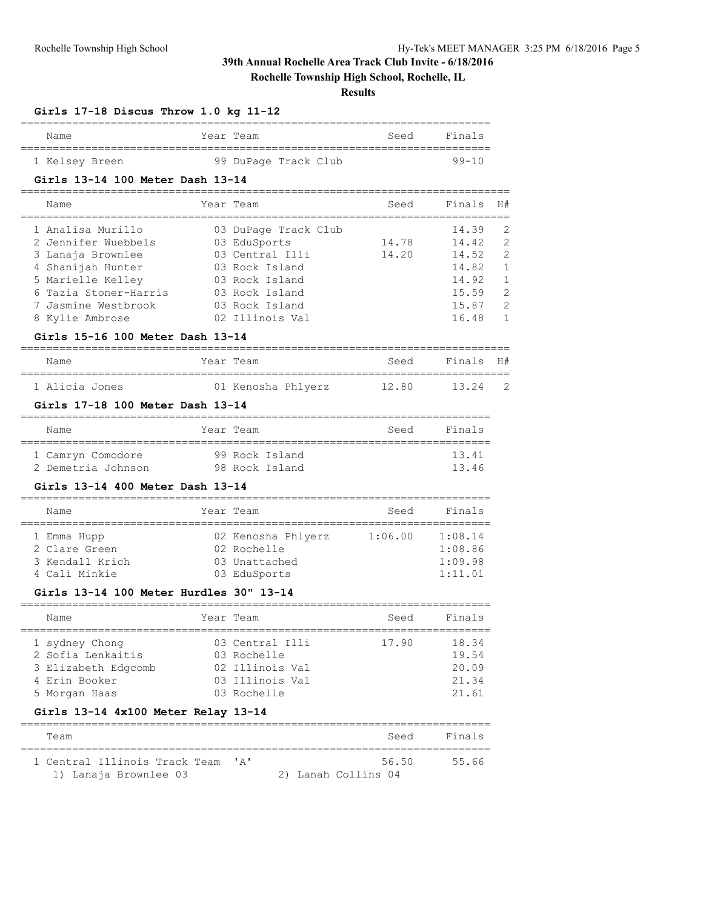# 39th Annual Rochelle Area Track Club Invite - 6/18/2016

## Rochelle Township High School, Rochelle, IL

### Results

#### Girls 17-18 Discus Throw 1.0 kg 11-12

| | Name | Year | Team | Seed | Finals |
|---|---|---|---|---|---|
| 1 | Kelsey Breen | 99 | DuPage Track Club | | 99-10 |

#### Girls 13-14 100 Meter Dash 13-14

| | Name | Year | Team | Seed | Finals | H# |
|---|---|---|---|---|---|---|
| 1 | Analisa Murillo | 03 | DuPage Track Club | | 14.39 | 2 |
| 2 | Jennifer Wuebbels | 03 | EduSports | 14.78 | 14.42 | 2 |
| 3 | Lanaja Brownlee | 03 | Central Illi | 14.20 | 14.52 | 2 |
| 4 | Shanijah Hunter | 03 | Rock Island | | 14.82 | 1 |
| 5 | Marielle Kelley | 03 | Rock Island | | 14.92 | 1 |
| 6 | Tazia Stoner-Harris | 03 | Rock Island | | 15.59 | 2 |
| 7 | Jasmine Westbrook | 03 | Rock Island | | 15.87 | 2 |
| 8 | Kylie Ambrose | 02 | Illinois Val | | 16.48 | 1 |

#### Girls 15-16 100 Meter Dash 13-14

| | Name | Year | Team | Seed | Finals | H# |
|---|---|---|---|---|---|---|
| 1 | Alicia Jones | 01 | Kenosha Phlyerz | 12.80 | 13.24 | 2 |

#### Girls 17-18 100 Meter Dash 13-14

| | Name | Year | Team | Seed | Finals |
|---|---|---|---|---|---|
| 1 | Camryn Comodore | 99 | Rock Island | | 13.41 |
| 2 | Demetria Johnson | 98 | Rock Island | | 13.46 |

#### Girls 13-14 400 Meter Dash 13-14

| | Name | Year | Team | Seed | Finals |
|---|---|---|---|---|---|
| 1 | Emma Hupp | 02 | Kenosha Phlyerz | 1:06.00 | 1:08.14 |
| 2 | Clare Green | 02 | Rochelle | | 1:08.86 |
| 3 | Kendall Krich | 03 | Unattached | | 1:09.98 |
| 4 | Cali Minkie | 03 | EduSports | | 1:11.01 |

#### Girls 13-14 100 Meter Hurdles 30" 13-14

| | Name | Year | Team | Seed | Finals |
|---|---|---|---|---|---|
| 1 | sydney Chong | 03 | Central Illi | 17.90 | 18.34 |
| 2 | Sofia Lenkaitis | 03 | Rochelle | | 19.54 |
| 3 | Elizabeth Edgcomb | 02 | Illinois Val | | 20.09 |
| 4 | Erin Booker | 03 | Illinois Val | | 21.34 |
| 5 | Morgan Haas | 03 | Rochelle | | 21.61 |

#### Girls 13-14 4x100 Meter Relay 13-14

| | Team | Seed | Finals |
|---|---|---|---|
| 1 | Central Illinois Track Team 'A' | 56.50 | 55.66 |

1) Lanaja Brownlee 03 2) Lanah Collins 04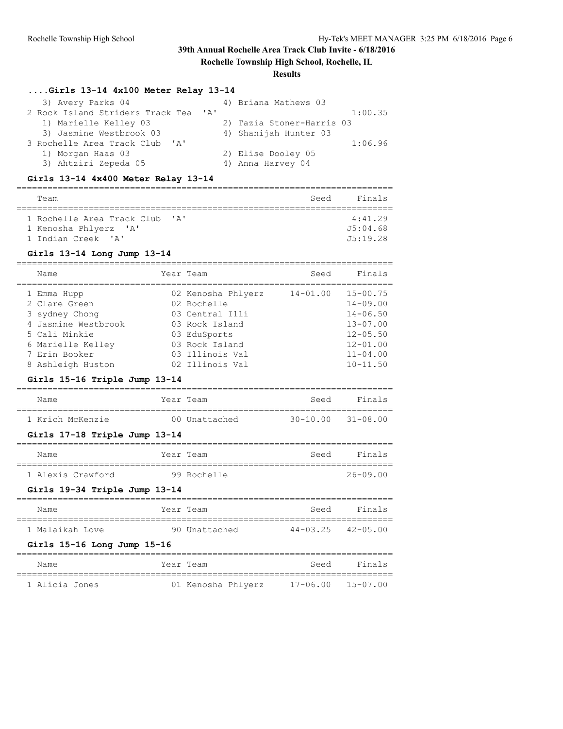# 39th Annual Rochelle Area Track Club Invite - 6/18/2016

## Rochelle Township High School, Rochelle, IL

### Results

### ....Girls 13-14 4x100 Meter Relay 13-14

```
   3) Avery Parks 04                 4) Briana Mathews 03
 2 Rock Island Striders Track Tea  'A'                          1:00.35
   1) Marielle Kelley 03             2) Tazia Stoner-Harris 03
   3) Jasmine Westbrook 03           4) Shanijah Hunter 03
 3 Rochelle Area Track Club  'A'                                1:06.96
   1) Morgan Haas 03                 2) Elise Dooley 05
   3) Ahtziri Zepeda 05              4) Anna Harvey 04
```

### Girls 13-14 4x400 Meter Relay 13-14

| Team | Seed | Finals |
|---|---|---|
| 1 Rochelle Area Track Club 'A' | | 4:41.29 |
| 1 Kenosha Phlyerz 'A' | | J5:04.68 |
| 1 Indian Creek 'A' | | J5:19.28 |

### Girls 13-14 Long Jump 13-14

| Name | Year | Team | Seed | Finals |
|---|---|---|---|---|
| 1 Emma Hupp | 02 | Kenosha Phlyerz | 14-01.00 | 15-00.75 |
| 2 Clare Green | 02 | Rochelle | | 14-09.00 |
| 3 sydney Chong | 03 | Central Illi | | 14-06.50 |
| 4 Jasmine Westbrook | 03 | Rock Island | | 13-07.00 |
| 5 Cali Minkie | 03 | EduSports | | 12-05.50 |
| 6 Marielle Kelley | 03 | Rock Island | | 12-01.00 |
| 7 Erin Booker | 03 | Illinois Val | | 11-04.00 |
| 8 Ashleigh Huston | 02 | Illinois Val | | 10-11.50 |

### Girls 15-16 Triple Jump 13-14

| Name | Year | Team | Seed | Finals |
|---|---|---|---|---|
| 1 Krich McKenzie | 00 | Unattached | 30-10.00 | 31-08.00 |

### Girls 17-18 Triple Jump 13-14

| Name | Year | Team | Seed | Finals |
|---|---|---|---|---|
| 1 Alexis Crawford | 99 | Rochelle | | 26-09.00 |

### Girls 19-34 Triple Jump 13-14

| Name | Year | Team | Seed | Finals |
|---|---|---|---|---|
| 1 Malaikah Love | 90 | Unattached | 44-03.25 | 42-05.00 |

### Girls 15-16 Long Jump 15-16

| Name | Year | Team | Seed | Finals |
|---|---|---|---|---|
| 1 Alicia Jones | 01 | Kenosha Phlyerz | 17-06.00 | 15-07.00 |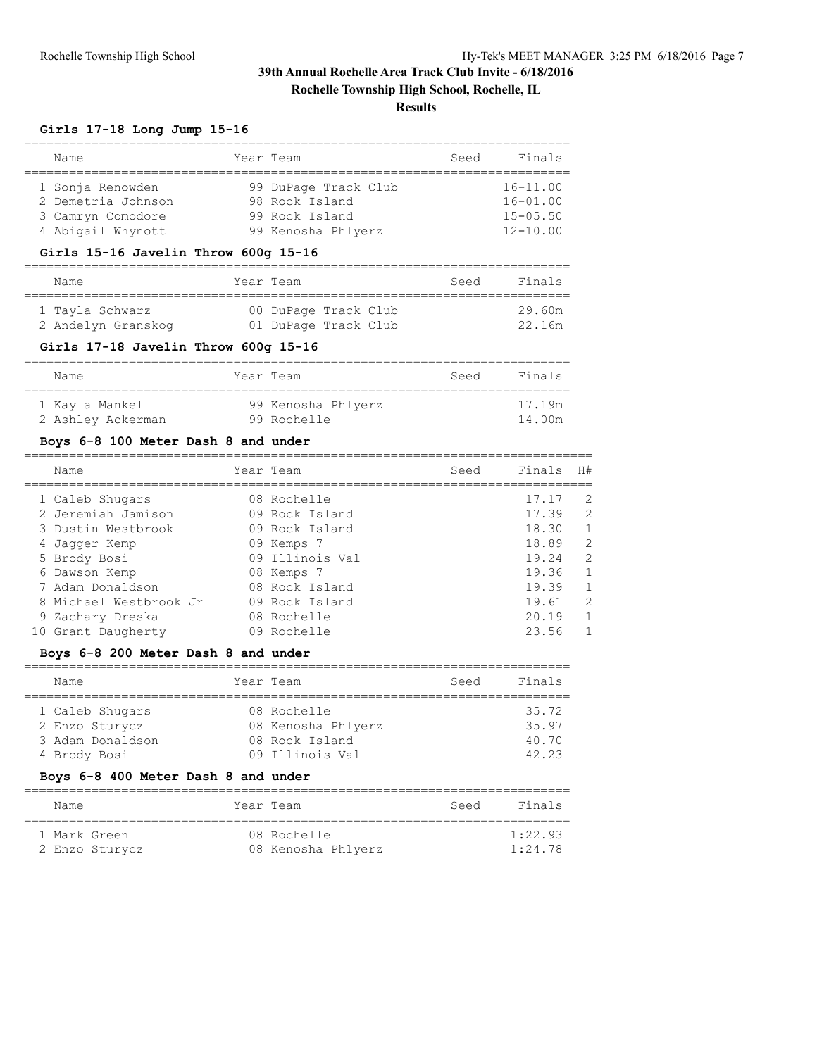# 39th Annual Rochelle Area Track Club Invite - 6/18/2016

## Rochelle Township High School, Rochelle, IL

## Results

### Girls 17-18 Long Jump 15-16

| Name | Year | Team | Seed | Finals |
|---|---|---|---|---|
| 1 Sonja Renowden | 99 | DuPage Track Club | | 16-11.00 |
| 2 Demetria Johnson | 98 | Rock Island | | 16-01.00 |
| 3 Camryn Comodore | 99 | Rock Island | | 15-05.50 |
| 4 Abigail Whynott | 99 | Kenosha Phlyerz | | 12-10.00 |

### Girls 15-16 Javelin Throw 600g 15-16

| Name | Year | Team | Seed | Finals |
|---|---|---|---|---|
| 1 Tayla Schwarz | 00 | DuPage Track Club | | 29.60m |
| 2 Andelyn Granskog | 01 | DuPage Track Club | | 22.16m |

### Girls 17-18 Javelin Throw 600g 15-16

| Name | Year | Team | Seed | Finals |
|---|---|---|---|---|
| 1 Kayla Mankel | 99 | Kenosha Phlyerz | | 17.19m |
| 2 Ashley Ackerman | 99 | Rochelle | | 14.00m |

### Boys 6-8 100 Meter Dash 8 and under

| Name | Year | Team | Seed | Finals | H# |
|---|---|---|---|---|---|
| 1 Caleb Shugars | 08 | Rochelle | | 17.17 | 2 |
| 2 Jeremiah Jamison | 09 | Rock Island | | 17.39 | 2 |
| 3 Dustin Westbrook | 09 | Rock Island | | 18.30 | 1 |
| 4 Jagger Kemp | 09 | Kemps 7 | | 18.89 | 2 |
| 5 Brody Bosi | 09 | Illinois Val | | 19.24 | 2 |
| 6 Dawson Kemp | 08 | Kemps 7 | | 19.36 | 1 |
| 7 Adam Donaldson | 08 | Rock Island | | 19.39 | 1 |
| 8 Michael Westbrook Jr | 09 | Rock Island | | 19.61 | 2 |
| 9 Zachary Dreska | 08 | Rochelle | | 20.19 | 1 |
| 10 Grant Daugherty | 09 | Rochelle | | 23.56 | 1 |

### Boys 6-8 200 Meter Dash 8 and under

| Name | Year | Team | Seed | Finals |
|---|---|---|---|---|
| 1 Caleb Shugars | 08 | Rochelle | | 35.72 |
| 2 Enzo Sturycz | 08 | Kenosha Phlyerz | | 35.97 |
| 3 Adam Donaldson | 08 | Rock Island | | 40.70 |
| 4 Brody Bosi | 09 | Illinois Val | | 42.23 |

### Boys 6-8 400 Meter Dash 8 and under

| Name | Year | Team | Seed | Finals |
|---|---|---|---|---|
| 1 Mark Green | 08 | Rochelle | | 1:22.93 |
| 2 Enzo Sturycz | 08 | Kenosha Phlyerz | | 1:24.78 |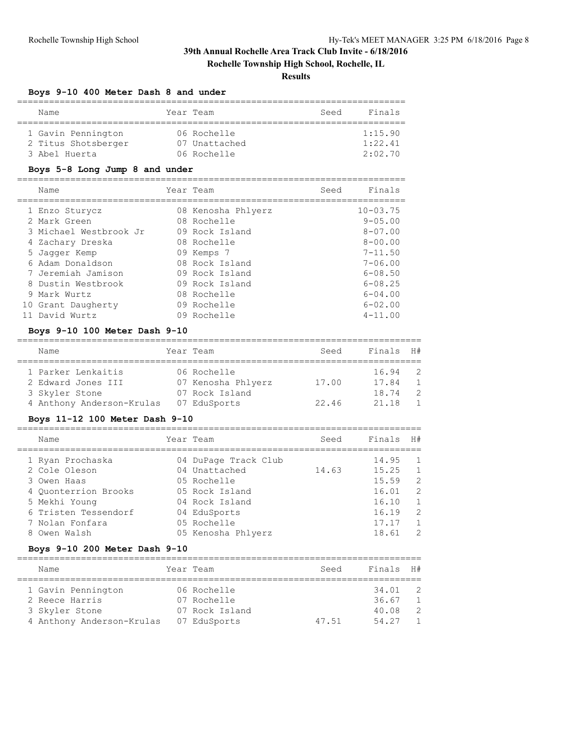## 39th Annual Rochelle Area Track Club Invite - 6/18/2016

**Rochelle Township High School, Rochelle, IL**

**Results**

### Boys 9-10 400 Meter Dash 8 and under

| | Name | Year | Team | Seed | Finals |
|---|---|---|---|---|---|
| 1 | Gavin Pennington | 06 | Rochelle | | 1:15.90 |
| 2 | Titus Shotsberger | 07 | Unattached | | 1:22.41 |
| 3 | Abel Huerta | 06 | Rochelle | | 2:02.70 |

### Boys 5-8 Long Jump 8 and under

| | Name | Year | Team | Seed | Finals |
|---|---|---|---|---|---|
| 1 | Enzo Sturycz | 08 | Kenosha Phlyerz | | 10-03.75 |
| 2 | Mark Green | 08 | Rochelle | | 9-05.00 |
| 3 | Michael Westbrook Jr | 09 | Rock Island | | 8-07.00 |
| 4 | Zachary Dreska | 08 | Rochelle | | 8-00.00 |
| 5 | Jagger Kemp | 09 | Kemps 7 | | 7-11.50 |
| 6 | Adam Donaldson | 08 | Rock Island | | 7-06.00 |
| 7 | Jeremiah Jamison | 09 | Rock Island | | 6-08.50 |
| 8 | Dustin Westbrook | 09 | Rock Island | | 6-08.25 |
| 9 | Mark Wurtz | 08 | Rochelle | | 6-04.00 |
| 10 | Grant Daugherty | 09 | Rochelle | | 6-02.00 |
| 11 | David Wurtz | 09 | Rochelle | | 4-11.00 |

### Boys 9-10 100 Meter Dash 9-10

| | Name | Year | Team | Seed | Finals | H# |
|---|---|---|---|---|---|---|
| 1 | Parker Lenkaitis | 06 | Rochelle | | 16.94 | 2 |
| 2 | Edward Jones III | 07 | Kenosha Phlyerz | 17.00 | 17.84 | 1 |
| 3 | Skyler Stone | 07 | Rock Island | | 18.74 | 2 |
| 4 | Anthony Anderson-Krulas | 07 | EduSports | 22.46 | 21.18 | 1 |

### Boys 11-12 100 Meter Dash 9-10

| | Name | Year | Team | Seed | Finals | H# |
|---|---|---|---|---|---|---|
| 1 | Ryan Prochaska | 04 | DuPage Track Club | | 14.95 | 1 |
| 2 | Cole Oleson | 04 | Unattached | 14.63 | 15.25 | 1 |
| 3 | Owen Haas | 05 | Rochelle | | 15.59 | 2 |
| 4 | Quonterrion Brooks | 05 | Rock Island | | 16.01 | 2 |
| 5 | Mekhi Young | 04 | Rock Island | | 16.10 | 1 |
| 6 | Tristen Tessendorf | 04 | EduSports | | 16.19 | 2 |
| 7 | Nolan Fonfara | 05 | Rochelle | | 17.17 | 1 |
| 8 | Owen Walsh | 05 | Kenosha Phlyerz | | 18.61 | 2 |

### Boys 9-10 200 Meter Dash 9-10

| | Name | Year | Team | Seed | Finals | H# |
|---|---|---|---|---|---|---|
| 1 | Gavin Pennington | 06 | Rochelle | | 34.01 | 2 |
| 2 | Reece Harris | 07 | Rochelle | | 36.67 | 1 |
| 3 | Skyler Stone | 07 | Rock Island | | 40.08 | 2 |
| 4 | Anthony Anderson-Krulas | 07 | EduSports | 47.51 | 54.27 | 1 |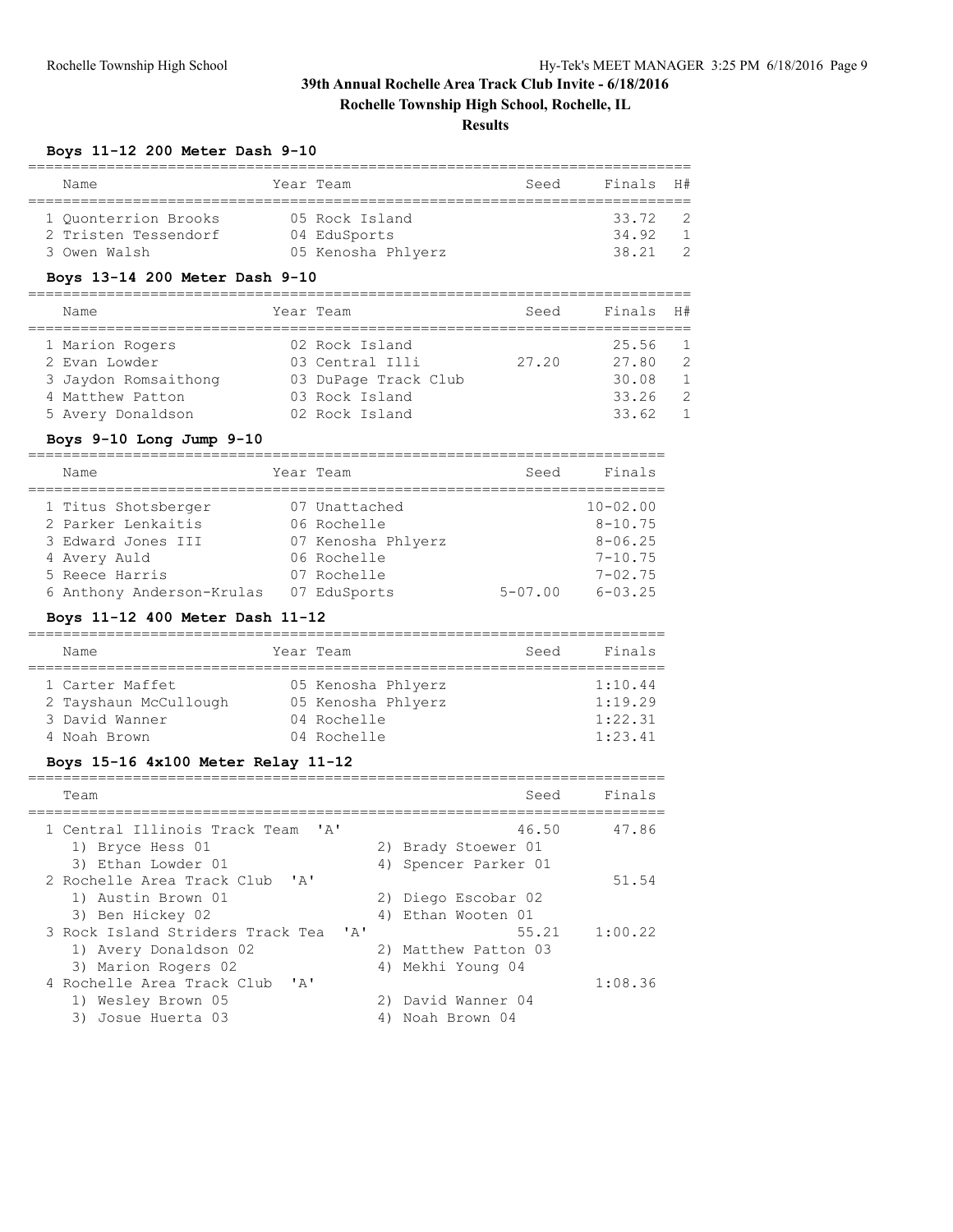# 39th Annual Rochelle Area Track Club Invite - 6/18/2016

## Rochelle Township High School, Rochelle, IL

## Results

### Boys 11-12 200 Meter Dash 9-10

| Name | Year | Team | Seed | Finals | H# |
|---|---|---|---|---|---|
| 1 Quonterrion Brooks | 05 | Rock Island | | 33.72 | 2 |
| 2 Tristen Tessendorf | 04 | EduSports | | 34.92 | 1 |
| 3 Owen Walsh | 05 | Kenosha Phlyerz | | 38.21 | 2 |

### Boys 13-14 200 Meter Dash 9-10

| Name | Year | Team | Seed | Finals | H# |
|---|---|---|---|---|---|
| 1 Marion Rogers | 02 | Rock Island | | 25.56 | 1 |
| 2 Evan Lowder | 03 | Central Illi | 27.20 | 27.80 | 2 |
| 3 Jaydon Romsaithong | 03 | DuPage Track Club | | 30.08 | 1 |
| 4 Matthew Patton | 03 | Rock Island | | 33.26 | 2 |
| 5 Avery Donaldson | 02 | Rock Island | | 33.62 | 1 |

### Boys 9-10 Long Jump 9-10

| Name | Year | Team | Seed | Finals |
|---|---|---|---|---|
| 1 Titus Shotsberger | 07 | Unattached | | 10-02.00 |
| 2 Parker Lenkaitis | 06 | Rochelle | | 8-10.75 |
| 3 Edward Jones III | 07 | Kenosha Phlyerz | | 8-06.25 |
| 4 Avery Auld | 06 | Rochelle | | 7-10.75 |
| 5 Reece Harris | 07 | Rochelle | | 7-02.75 |
| 6 Anthony Anderson-Krulas | 07 | EduSports | 5-07.00 | 6-03.25 |

### Boys 11-12 400 Meter Dash 11-12

| Name | Year | Team | Seed | Finals |
|---|---|---|---|---|
| 1 Carter Maffet | 05 | Kenosha Phlyerz | | 1:10.44 |
| 2 Tayshaun McCullough | 05 | Kenosha Phlyerz | | 1:19.29 |
| 3 David Wanner | 04 | Rochelle | | 1:22.31 |
| 4 Noah Brown | 04 | Rochelle | | 1:23.41 |

### Boys 15-16 4x100 Meter Relay 11-12

| Team | Seed | Finals |
|---|---|---|
| 1 Central Illinois Track Team 'A' | 46.50 | 47.86 |
| 1) Bryce Hess 01, 2) Brady Stoewer 01, 3) Ethan Lowder 01, 4) Spencer Parker 01 | | |
| 2 Rochelle Area Track Club 'A' | | 51.54 |
| 1) Austin Brown 01, 2) Diego Escobar 02, 3) Ben Hickey 02, 4) Ethan Wooten 01 | | |
| 3 Rock Island Striders Track Tea 'A' | 55.21 | 1:00.22 |
| 1) Avery Donaldson 02, 2) Matthew Patton 03, 3) Marion Rogers 02, 4) Mekhi Young 04 | | |
| 4 Rochelle Area Track Club 'A' | | 1:08.36 |
| 1) Wesley Brown 05, 2) David Wanner 04, 3) Josue Huerta 03, 4) Noah Brown 04 | | |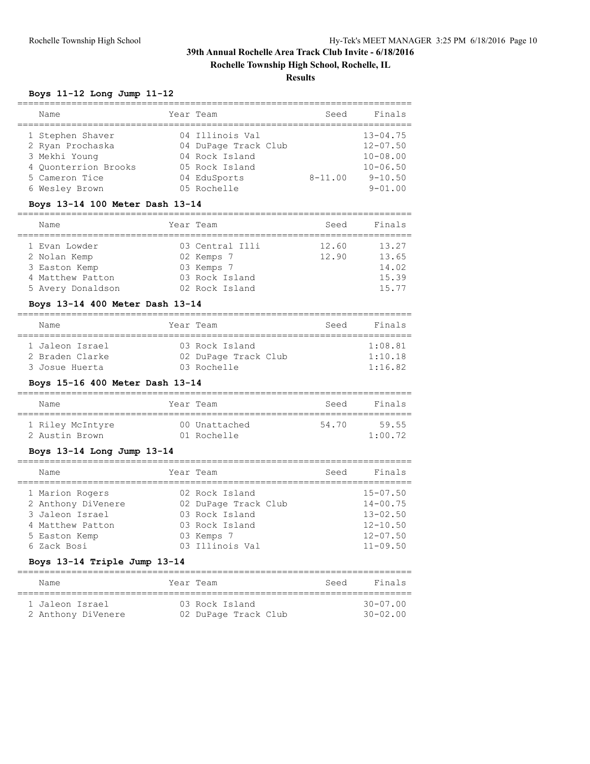# 39th Annual Rochelle Area Track Club Invite - 6/18/2016

## Rochelle Township High School, Rochelle, IL

## Results

### Boys 11-12 Long Jump 11-12

| | Name | Year | Team | Seed | Finals |
|---|---|---|---|---|---|
| 1 | Stephen Shaver | 04 | Illinois Val | | 13-04.75 |
| 2 | Ryan Prochaska | 04 | DuPage Track Club | | 12-07.50 |
| 3 | Mekhi Young | 04 | Rock Island | | 10-08.00 |
| 4 | Quonterrion Brooks | 05 | Rock Island | | 10-06.50 |
| 5 | Cameron Tice | 04 | EduSports | 8-11.00 | 9-10.50 |
| 6 | Wesley Brown | 05 | Rochelle | | 9-01.00 |

### Boys 13-14 100 Meter Dash 13-14

| | Name | Year | Team | Seed | Finals |
|---|---|---|---|---|---|
| 1 | Evan Lowder | 03 | Central Illi | 12.60 | 13.27 |
| 2 | Nolan Kemp | 02 | Kemps 7 | 12.90 | 13.65 |
| 3 | Easton Kemp | 03 | Kemps 7 | | 14.02 |
| 4 | Matthew Patton | 03 | Rock Island | | 15.39 |
| 5 | Avery Donaldson | 02 | Rock Island | | 15.77 |

### Boys 13-14 400 Meter Dash 13-14

| | Name | Year | Team | Seed | Finals |
|---|---|---|---|---|---|
| 1 | Jaleon Israel | 03 | Rock Island | | 1:08.81 |
| 2 | Braden Clarke | 02 | DuPage Track Club | | 1:10.18 |
| 3 | Josue Huerta | 03 | Rochelle | | 1:16.82 |

### Boys 15-16 400 Meter Dash 13-14

| | Name | Year | Team | Seed | Finals |
|---|---|---|---|---|---|
| 1 | Riley McIntyre | 00 | Unattached | 54.70 | 59.55 |
| 2 | Austin Brown | 01 | Rochelle | | 1:00.72 |

### Boys 13-14 Long Jump 13-14

| | Name | Year | Team | Seed | Finals |
|---|---|---|---|---|---|
| 1 | Marion Rogers | 02 | Rock Island | | 15-07.50 |
| 2 | Anthony DiVenere | 02 | DuPage Track Club | | 14-00.75 |
| 3 | Jaleon Israel | 03 | Rock Island | | 13-02.50 |
| 4 | Matthew Patton | 03 | Rock Island | | 12-10.50 |
| 5 | Easton Kemp | 03 | Kemps 7 | | 12-07.50 |
| 6 | Zack Bosi | 03 | Illinois Val | | 11-09.50 |

### Boys 13-14 Triple Jump 13-14

| | Name | Year | Team | Seed | Finals |
|---|---|---|---|---|---|
| 1 | Jaleon Israel | 03 | Rock Island | | 30-07.00 |
| 2 | Anthony DiVenere | 02 | DuPage Track Club | | 30-02.00 |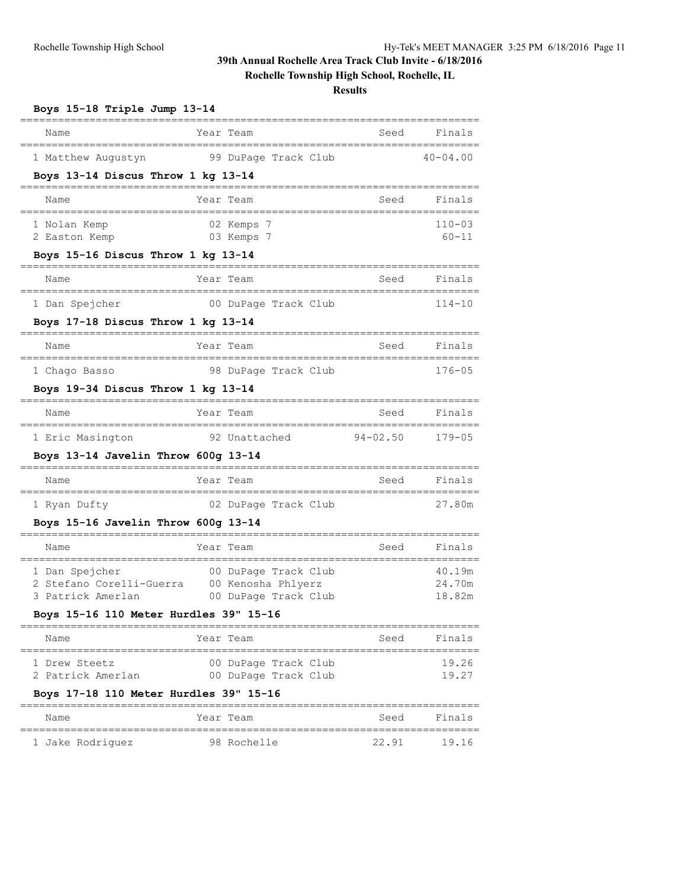# 39th Annual Rochelle Area Track Club Invite - 6/18/2016

**Rochelle Township High School, Rochelle, IL**

**Results**

### Boys 15-18 Triple Jump 13-14

| Name | Year | Team | Seed | Finals |
|---|---|---|---|---|
| 1 Matthew Augustyn | 99 | DuPage Track Club | | 40-04.00 |

### Boys 13-14 Discus Throw 1 kg 13-14

| Name | Year | Team | Seed | Finals |
|---|---|---|---|---|
| 1 Nolan Kemp | 02 | Kemps 7 | | 110-03 |
| 2 Easton Kemp | 03 | Kemps 7 | | 60-11 |

### Boys 15-16 Discus Throw 1 kg 13-14

| Name | Year | Team | Seed | Finals |
|---|---|---|---|---|
| 1 Dan Spejcher | 00 | DuPage Track Club | | 114-10 |

### Boys 17-18 Discus Throw 1 kg 13-14

| Name | Year | Team | Seed | Finals |
|---|---|---|---|---|
| 1 Chago Basso | 98 | DuPage Track Club | | 176-05 |

### Boys 19-34 Discus Throw 1 kg 13-14

| Name | Year | Team | Seed | Finals |
|---|---|---|---|---|
| 1 Eric Masington | 92 | Unattached | 94-02.50 | 179-05 |

### Boys 13-14 Javelin Throw 600g 13-14

| Name | Year | Team | Seed | Finals |
|---|---|---|---|---|
| 1 Ryan Dufty | 02 | DuPage Track Club | | 27.80m |

### Boys 15-16 Javelin Throw 600g 13-14

| Name | Year | Team | Seed | Finals |
|---|---|---|---|---|
| 1 Dan Spejcher | 00 | DuPage Track Club | | 40.19m |
| 2 Stefano Corelli-Guerra | 00 | Kenosha Phlyerz | | 24.70m |
| 3 Patrick Amerlan | 00 | DuPage Track Club | | 18.82m |

### Boys 15-16 110 Meter Hurdles 39" 15-16

| Name | Year | Team | Seed | Finals |
|---|---|---|---|---|
| 1 Drew Steetz | 00 | DuPage Track Club | | 19.26 |
| 2 Patrick Amerlan | 00 | DuPage Track Club | | 19.27 |

### Boys 17-18 110 Meter Hurdles 39" 15-16

| Name | Year | Team | Seed | Finals |
|---|---|---|---|---|
| 1 Jake Rodriguez | 98 | Rochelle | 22.91 | 19.16 |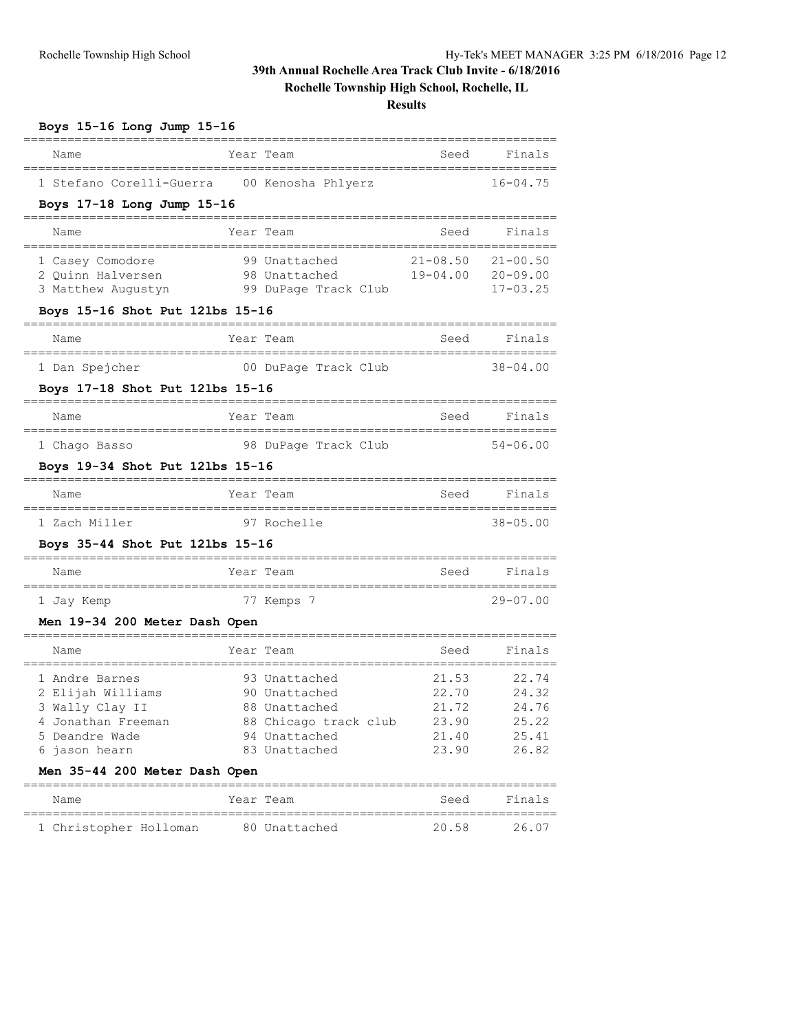# 39th Annual Rochelle Area Track Club Invite - 6/18/2016

## Rochelle Township High School, Rochelle, IL

### Results

#### Boys 15-16 Long Jump 15-16

| Name | Year | Team | Seed | Finals |
|---|---|---|---|---|
| 1 Stefano Corelli-Guerra | 00 | Kenosha Phlyerz | | 16-04.75 |

#### Boys 17-18 Long Jump 15-16

| Name | Year | Team | Seed | Finals |
|---|---|---|---|---|
| 1 Casey Comodore | 99 | Unattached | 21-08.50 | 21-00.50 |
| 2 Quinn Halversen | 98 | Unattached | 19-04.00 | 20-09.00 |
| 3 Matthew Augustyn | 99 | DuPage Track Club | | 17-03.25 |

#### Boys 15-16 Shot Put 12lbs 15-16

| Name | Year | Team | Seed | Finals |
|---|---|---|---|---|
| 1 Dan Spejcher | 00 | DuPage Track Club | | 38-04.00 |

#### Boys 17-18 Shot Put 12lbs 15-16

| Name | Year | Team | Seed | Finals |
|---|---|---|---|---|
| 1 Chago Basso | 98 | DuPage Track Club | | 54-06.00 |

#### Boys 19-34 Shot Put 12lbs 15-16

| Name | Year | Team | Seed | Finals |
|---|---|---|---|---|
| 1 Zach Miller | 97 | Rochelle | | 38-05.00 |

#### Boys 35-44 Shot Put 12lbs 15-16

| Name | Year | Team | Seed | Finals |
|---|---|---|---|---|
| 1 Jay Kemp | 77 | Kemps 7 | | 29-07.00 |

#### Men 19-34 200 Meter Dash Open

| Name | Year | Team | Seed | Finals |
|---|---|---|---|---|
| 1 Andre Barnes | 93 | Unattached | 21.53 | 22.74 |
| 2 Elijah Williams | 90 | Unattached | 22.70 | 24.32 |
| 3 Wally Clay II | 88 | Unattached | 21.72 | 24.76 |
| 4 Jonathan Freeman | 88 | Chicago track club | 23.90 | 25.22 |
| 5 Deandre Wade | 94 | Unattached | 21.40 | 25.41 |
| 6 jason hearn | 83 | Unattached | 23.90 | 26.82 |

#### Men 35-44 200 Meter Dash Open

| Name | Year | Team | Seed | Finals |
|---|---|---|---|---|
| 1 Christopher Holloman | 80 | Unattached | 20.58 | 26.07 |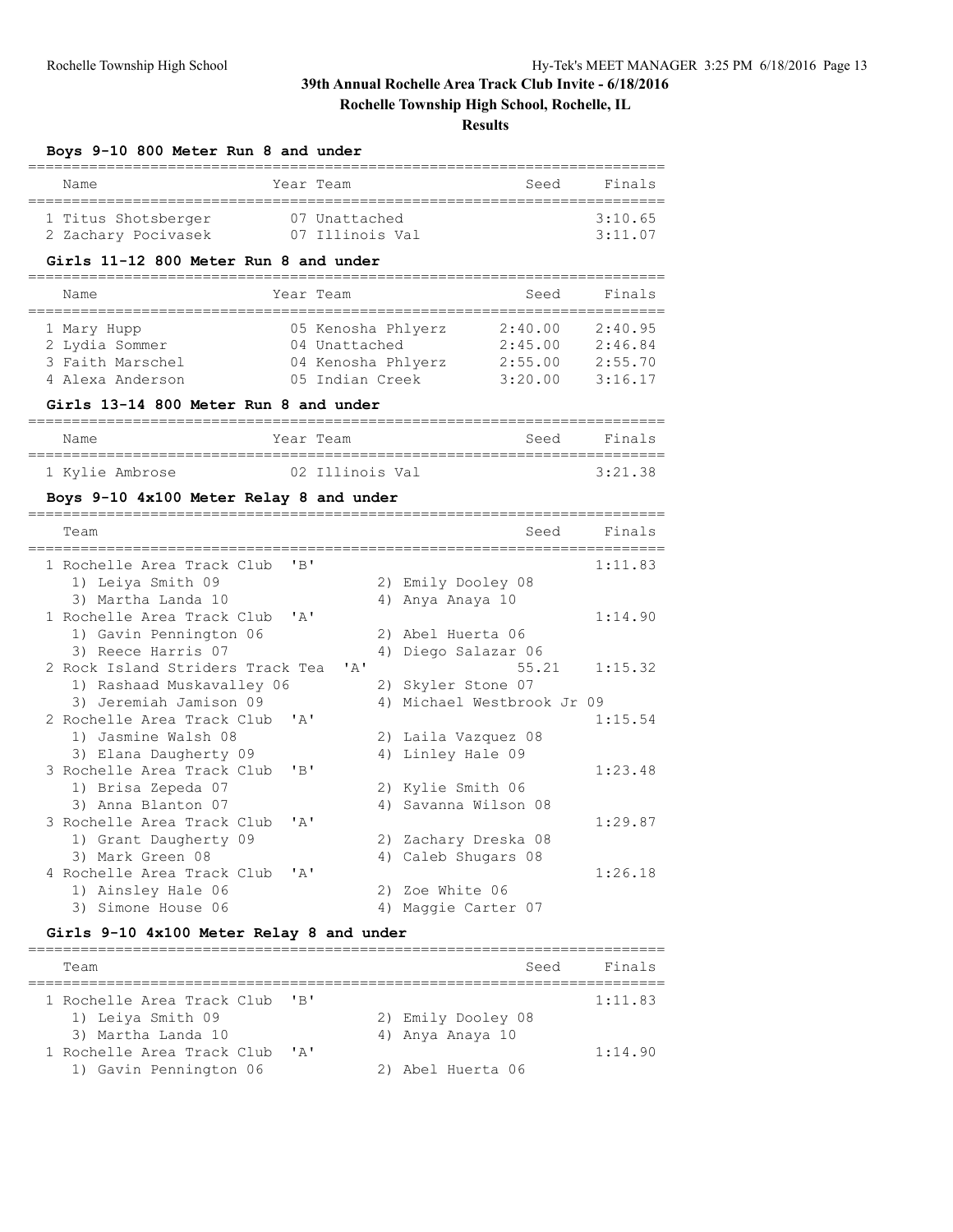# 39th Annual Rochelle Area Track Club Invite - 6/18/2016

## Rochelle Township High School, Rochelle, IL

### Results

#### Boys 9-10 800 Meter Run 8 and under

| Name | Year | Team | Seed | Finals |
|---|---|---|---|---|
| 1 Titus Shotsberger | 07 | Unattached | | 3:10.65 |
| 2 Zachary Pocivasek | 07 | Illinois Val | | 3:11.07 |

#### Girls 11-12 800 Meter Run 8 and under

| Name | Year | Team | Seed | Finals |
|---|---|---|---|---|
| 1 Mary Hupp | 05 | Kenosha Phlyerz | 2:40.00 | 2:40.95 |
| 2 Lydia Sommer | 04 | Unattached | 2:45.00 | 2:46.84 |
| 3 Faith Marschel | 04 | Kenosha Phlyerz | 2:55.00 | 2:55.70 |
| 4 Alexa Anderson | 05 | Indian Creek | 3:20.00 | 3:16.17 |

#### Girls 13-14 800 Meter Run 8 and under

| Name | Year | Team | Seed | Finals |
|---|---|---|---|---|
| 1 Kylie Ambrose | 02 | Illinois Val | | 3:21.38 |

#### Boys 9-10 4x100 Meter Relay 8 and under

| Team | Seed | Finals |
|---|---|---|
| 1 Rochelle Area Track Club 'B' | | 1:11.83 |
| 1) Leiya Smith 09; 2) Emily Dooley 08; 3) Martha Landa 10; 4) Anya Anaya 10 | | |
| 1 Rochelle Area Track Club 'A' | | 1:14.90 |
| 1) Gavin Pennington 06; 2) Abel Huerta 06; 3) Reece Harris 07; 4) Diego Salazar 06 | | |
| 2 Rock Island Striders Track Tea 'A' | 55.21 | 1:15.32 |
| 1) Rashaad Muskavalley 06; 2) Skyler Stone 07; 3) Jeremiah Jamison 09; 4) Michael Westbrook Jr 09 | | |
| 2 Rochelle Area Track Club 'A' | | 1:15.54 |
| 1) Jasmine Walsh 08; 2) Laila Vazquez 08; 3) Elana Daugherty 09; 4) Linley Hale 09 | | |
| 3 Rochelle Area Track Club 'B' | | 1:23.48 |
| 1) Brisa Zepeda 07; 2) Kylie Smith 06; 3) Anna Blanton 07; 4) Savanna Wilson 08 | | |
| 3 Rochelle Area Track Club 'A' | | 1:29.87 |
| 1) Grant Daugherty 09; 2) Zachary Dreska 08; 3) Mark Green 08; 4) Caleb Shugars 08 | | |
| 4 Rochelle Area Track Club 'A' | | 1:26.18 |
| 1) Ainsley Hale 06; 2) Zoe White 06; 3) Simone House 06; 4) Maggie Carter 07 | | |

#### Girls 9-10 4x100 Meter Relay 8 and under

| Team | Seed | Finals |
|---|---|---|
| 1 Rochelle Area Track Club 'B' | | 1:11.83 |
| 1) Leiya Smith 09; 2) Emily Dooley 08; 3) Martha Landa 10; 4) Anya Anaya 10 | | |
| 1 Rochelle Area Track Club 'A' | | 1:14.90 |
| 1) Gavin Pennington 06; 2) Abel Huerta 06 | | |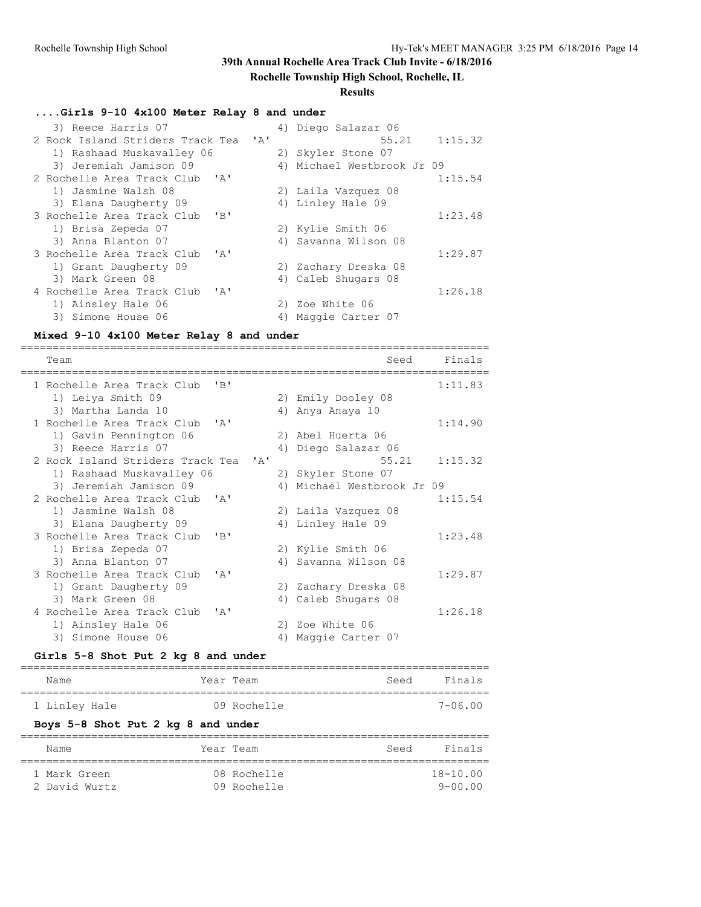## 39th Annual Rochelle Area Track Club Invite - 6/18/2016

**Rochelle Township High School, Rochelle, IL**

**Results**

### ....Girls 9-10 4x100 Meter Relay 8 and under

| Team | Seed | Finals |
|---|---|---|
| 3) Reece Harris 07 &nbsp;&nbsp; 4) Diego Salazar 06 | | |
| 2 Rock Island Striders Track Tea 'A' | 55.21 | 1:15.32 |
| 1) Rashaad Muskavalley 06 &nbsp;&nbsp; 2) Skyler Stone 07 | | |
| 3) Jeremiah Jamison 09 &nbsp;&nbsp; 4) Michael Westbrook Jr 09 | | |
| 2 Rochelle Area Track Club 'A' | | 1:15.54 |
| 1) Jasmine Walsh 08 &nbsp;&nbsp; 2) Laila Vazquez 08 | | |
| 3) Elana Daugherty 09 &nbsp;&nbsp; 4) Linley Hale 09 | | |
| 3 Rochelle Area Track Club 'B' | | 1:23.48 |
| 1) Brisa Zepeda 07 &nbsp;&nbsp; 2) Kylie Smith 06 | | |
| 3) Anna Blanton 07 &nbsp;&nbsp; 4) Savanna Wilson 08 | | |
| 3 Rochelle Area Track Club 'A' | | 1:29.87 |
| 1) Grant Daugherty 09 &nbsp;&nbsp; 2) Zachary Dreska 08 | | |
| 3) Mark Green 08 &nbsp;&nbsp; 4) Caleb Shugars 08 | | |
| 4 Rochelle Area Track Club 'A' | | 1:26.18 |
| 1) Ainsley Hale 06 &nbsp;&nbsp; 2) Zoe White 06 | | |
| 3) Simone House 06 &nbsp;&nbsp; 4) Maggie Carter 07 | | |

### Mixed 9-10 4x100 Meter Relay 8 and under

| Team | Seed | Finals |
|---|---|---|
| 1 Rochelle Area Track Club 'B' | | 1:11.83 |
| 1) Leiya Smith 09 &nbsp;&nbsp; 2) Emily Dooley 08 | | |
| 3) Martha Landa 10 &nbsp;&nbsp; 4) Anya Anaya 10 | | |
| 1 Rochelle Area Track Club 'A' | | 1:14.90 |
| 1) Gavin Pennington 06 &nbsp;&nbsp; 2) Abel Huerta 06 | | |
| 3) Reece Harris 07 &nbsp;&nbsp; 4) Diego Salazar 06 | | |
| 2 Rock Island Striders Track Tea 'A' | 55.21 | 1:15.32 |
| 1) Rashaad Muskavalley 06 &nbsp;&nbsp; 2) Skyler Stone 07 | | |
| 3) Jeremiah Jamison 09 &nbsp;&nbsp; 4) Michael Westbrook Jr 09 | | |
| 2 Rochelle Area Track Club 'A' | | 1:15.54 |
| 1) Jasmine Walsh 08 &nbsp;&nbsp; 2) Laila Vazquez 08 | | |
| 3) Elana Daugherty 09 &nbsp;&nbsp; 4) Linley Hale 09 | | |
| 3 Rochelle Area Track Club 'B' | | 1:23.48 |
| 1) Brisa Zepeda 07 &nbsp;&nbsp; 2) Kylie Smith 06 | | |
| 3) Anna Blanton 07 &nbsp;&nbsp; 4) Savanna Wilson 08 | | |
| 3 Rochelle Area Track Club 'A' | | 1:29.87 |
| 1) Grant Daugherty 09 &nbsp;&nbsp; 2) Zachary Dreska 08 | | |
| 3) Mark Green 08 &nbsp;&nbsp; 4) Caleb Shugars 08 | | |
| 4 Rochelle Area Track Club 'A' | | 1:26.18 |
| 1) Ainsley Hale 06 &nbsp;&nbsp; 2) Zoe White 06 | | |
| 3) Simone House 06 &nbsp;&nbsp; 4) Maggie Carter 07 | | |

### Girls 5-8 Shot Put 2 kg 8 and under

| Name | Year | Team | Seed | Finals |
|---|---|---|---|---|
| 1 Linley Hale | 09 | Rochelle | | 7-06.00 |

### Boys 5-8 Shot Put 2 kg 8 and under

| Name | Year | Team | Seed | Finals |
|---|---|---|---|---|
| 1 Mark Green | 08 | Rochelle | | 18-10.00 |
| 2 David Wurtz | 09 | Rochelle | | 9-00.00 |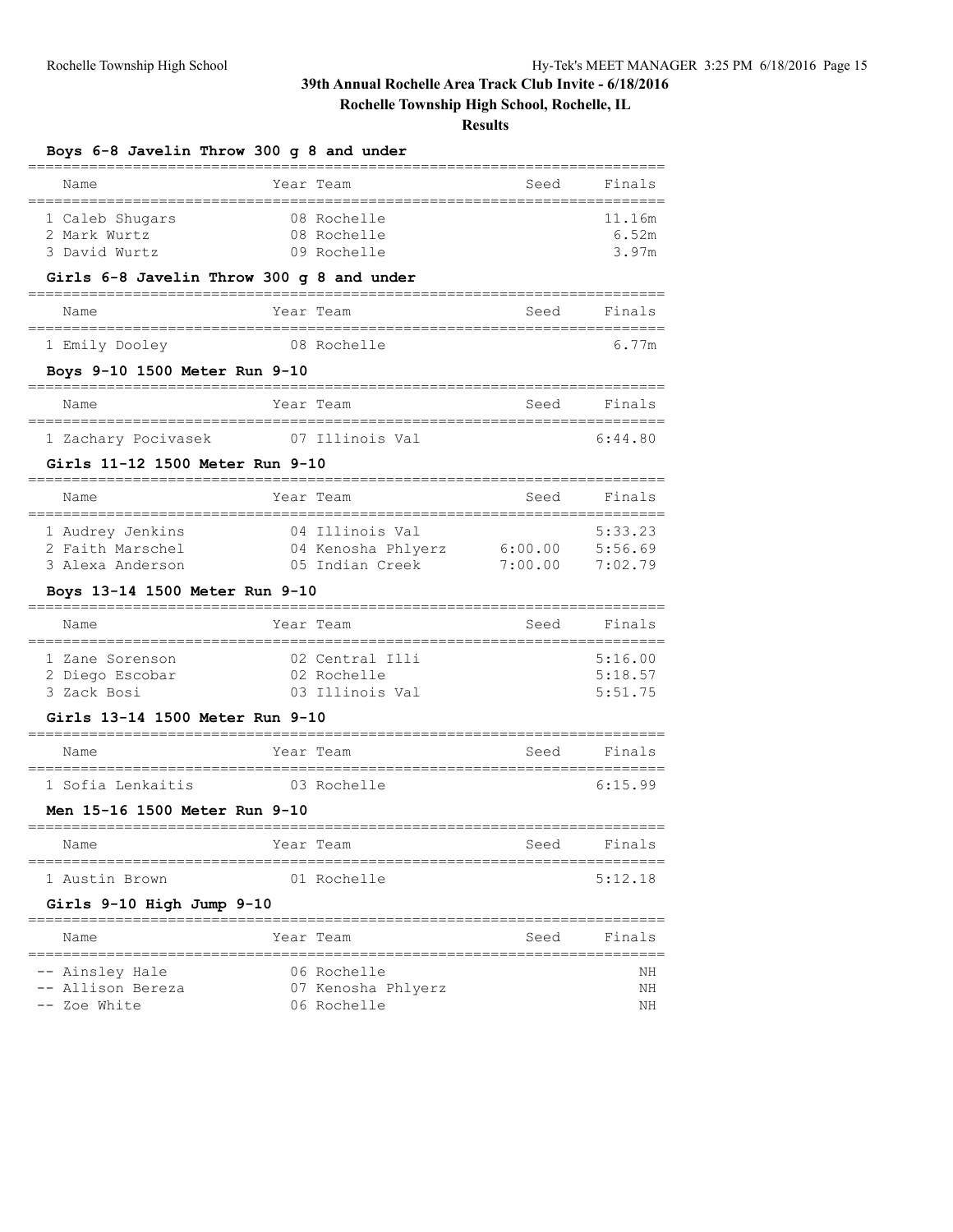# 39th Annual Rochelle Area Track Club Invite - 6/18/2016

**Rochelle Township High School, Rochelle, IL**

**Results**

### Boys 6-8 Javelin Throw 300 g 8 and under

| Name | Year | Team | Seed | Finals |
|---|---|---|---|---|
| 1 Caleb Shugars | 08 | Rochelle | | 11.16m |
| 2 Mark Wurtz | 08 | Rochelle | | 6.52m |
| 3 David Wurtz | 09 | Rochelle | | 3.97m |

### Girls 6-8 Javelin Throw 300 g 8 and under

| Name | Year | Team | Seed | Finals |
|---|---|---|---|---|
| 1 Emily Dooley | 08 | Rochelle | | 6.77m |

### Boys 9-10 1500 Meter Run 9-10

| Name | Year | Team | Seed | Finals |
|---|---|---|---|---|
| 1 Zachary Pocivasek | 07 | Illinois Val | | 6:44.80 |

### Girls 11-12 1500 Meter Run 9-10

| Name | Year | Team | Seed | Finals |
|---|---|---|---|---|
| 1 Audrey Jenkins | 04 | Illinois Val | | 5:33.23 |
| 2 Faith Marschel | 04 | Kenosha Phlyerz | 6:00.00 | 5:56.69 |
| 3 Alexa Anderson | 05 | Indian Creek | 7:00.00 | 7:02.79 |

### Boys 13-14 1500 Meter Run 9-10

| Name | Year | Team | Seed | Finals |
|---|---|---|---|---|
| 1 Zane Sorenson | 02 | Central Illi | | 5:16.00 |
| 2 Diego Escobar | 02 | Rochelle | | 5:18.57 |
| 3 Zack Bosi | 03 | Illinois Val | | 5:51.75 |

### Girls 13-14 1500 Meter Run 9-10

| Name | Year | Team | Seed | Finals |
|---|---|---|---|---|
| 1 Sofia Lenkaitis | 03 | Rochelle | | 6:15.99 |

### Men 15-16 1500 Meter Run 9-10

| Name | Year | Team | Seed | Finals |
|---|---|---|---|---|
| 1 Austin Brown | 01 | Rochelle | | 5:12.18 |

### Girls 9-10 High Jump 9-10

| Name | Year | Team | Seed | Finals |
|---|---|---|---|---|
| -- Ainsley Hale | 06 | Rochelle | | NH |
| -- Allison Bereza | 07 | Kenosha Phlyerz | | NH |
| -- Zoe White | 06 | Rochelle | | NH |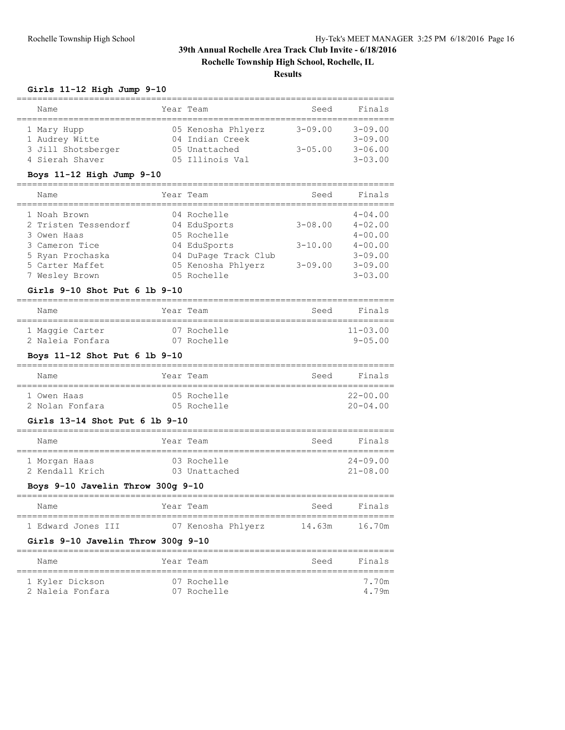# 39th Annual Rochelle Area Track Club Invite - 6/18/2016

**Rochelle Township High School, Rochelle, IL**

**Results**

### Girls 11-12 High Jump 9-10

| Name | Year | Team | Seed | Finals |
|---|---|---|---|---|
| 1 Mary Hupp | 05 | Kenosha Phlyerz | 3-09.00 | 3-09.00 |
| 1 Audrey Witte | 04 | Indian Creek | | 3-09.00 |
| 3 Jill Shotsberger | 05 | Unattached | 3-05.00 | 3-06.00 |
| 4 Sierah Shaver | 05 | Illinois Val | | 3-03.00 |

### Boys 11-12 High Jump 9-10

| Name | Year | Team | Seed | Finals |
|---|---|---|---|---|
| 1 Noah Brown | 04 | Rochelle | | 4-04.00 |
| 2 Tristen Tessendorf | 04 | EduSports | 3-08.00 | 4-02.00 |
| 3 Owen Haas | 05 | Rochelle | | 4-00.00 |
| 3 Cameron Tice | 04 | EduSports | 3-10.00 | 4-00.00 |
| 5 Ryan Prochaska | 04 | DuPage Track Club | | 3-09.00 |
| 5 Carter Maffet | 05 | Kenosha Phlyerz | 3-09.00 | 3-09.00 |
| 7 Wesley Brown | 05 | Rochelle | | 3-03.00 |

### Girls 9-10 Shot Put 6 lb 9-10

| Name | Year | Team | Seed | Finals |
|---|---|---|---|---|
| 1 Maggie Carter | 07 | Rochelle | | 11-03.00 |
| 2 Naleia Fonfara | 07 | Rochelle | | 9-05.00 |

### Boys 11-12 Shot Put 6 lb 9-10

| Name | Year | Team | Seed | Finals |
|---|---|---|---|---|
| 1 Owen Haas | 05 | Rochelle | | 22-00.00 |
| 2 Nolan Fonfara | 05 | Rochelle | | 20-04.00 |

### Girls 13-14 Shot Put 6 lb 9-10

| Name | Year | Team | Seed | Finals |
|---|---|---|---|---|
| 1 Morgan Haas | 03 | Rochelle | | 24-09.00 |
| 2 Kendall Krich | 03 | Unattached | | 21-08.00 |

### Boys 9-10 Javelin Throw 300g 9-10

| Name | Year | Team | Seed | Finals |
|---|---|---|---|---|
| 1 Edward Jones III | 07 | Kenosha Phlyerz | 14.63m | 16.70m |

### Girls 9-10 Javelin Throw 300g 9-10

| Name | Year | Team | Seed | Finals |
|---|---|---|---|---|
| 1 Kyler Dickson | 07 | Rochelle | | 7.70m |
| 2 Naleia Fonfara | 07 | Rochelle | | 4.79m |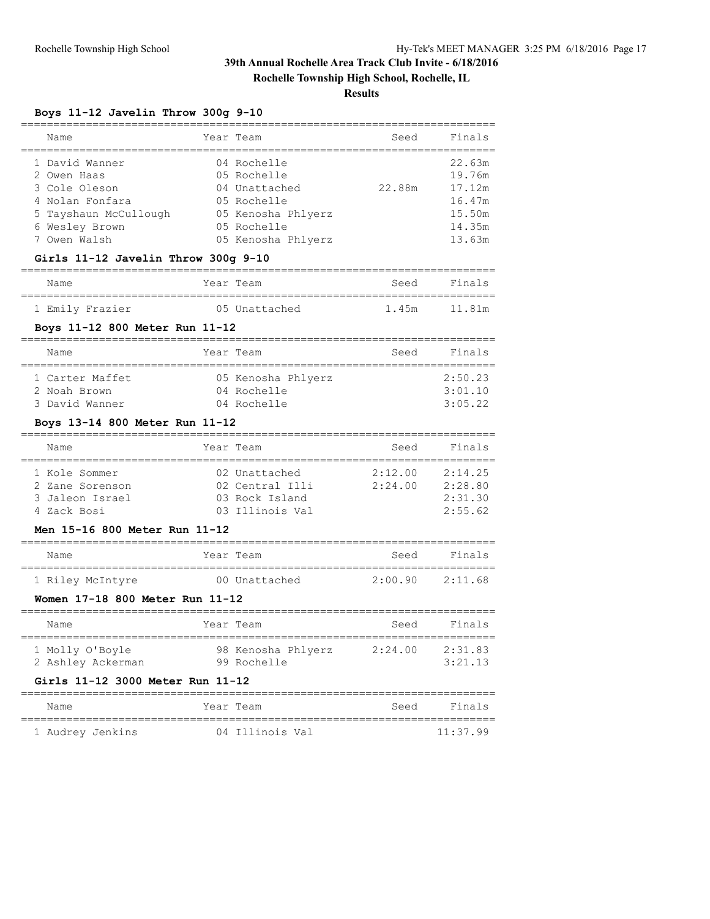# 39th Annual Rochelle Area Track Club Invite - 6/18/2016

**Rochelle Township High School, Rochelle, IL**

**Results**

### Boys 11-12 Javelin Throw 300g 9-10

| | Name | Year | Team | Seed | Finals |
|---|---|---|---|---|---|
| 1 | David Wanner | 04 | Rochelle | | 22.63m |
| 2 | Owen Haas | 05 | Rochelle | | 19.76m |
| 3 | Cole Oleson | 04 | Unattached | 22.88m | 17.12m |
| 4 | Nolan Fonfara | 05 | Rochelle | | 16.47m |
| 5 | Tayshaun McCullough | 05 | Kenosha Phlyerz | | 15.50m |
| 6 | Wesley Brown | 05 | Rochelle | | 14.35m |
| 7 | Owen Walsh | 05 | Kenosha Phlyerz | | 13.63m |

### Girls 11-12 Javelin Throw 300g 9-10

| | Name | Year | Team | Seed | Finals |
|---|---|---|---|---|---|
| 1 | Emily Frazier | 05 | Unattached | 1.45m | 11.81m |

### Boys 11-12 800 Meter Run 11-12

| | Name | Year | Team | Seed | Finals |
|---|---|---|---|---|---|
| 1 | Carter Maffet | 05 | Kenosha Phlyerz | | 2:50.23 |
| 2 | Noah Brown | 04 | Rochelle | | 3:01.10 |
| 3 | David Wanner | 04 | Rochelle | | 3:05.22 |

### Boys 13-14 800 Meter Run 11-12

| | Name | Year | Team | Seed | Finals |
|---|---|---|---|---|---|
| 1 | Kole Sommer | 02 | Unattached | 2:12.00 | 2:14.25 |
| 2 | Zane Sorenson | 02 | Central Illi | 2:24.00 | 2:28.80 |
| 3 | Jaleon Israel | 03 | Rock Island | | 2:31.30 |
| 4 | Zack Bosi | 03 | Illinois Val | | 2:55.62 |

### Men 15-16 800 Meter Run 11-12

| | Name | Year | Team | Seed | Finals |
|---|---|---|---|---|---|
| 1 | Riley McIntyre | 00 | Unattached | 2:00.90 | 2:11.68 |

### Women 17-18 800 Meter Run 11-12

| | Name | Year | Team | Seed | Finals |
|---|---|---|---|---|---|
| 1 | Molly O'Boyle | 98 | Kenosha Phlyerz | 2:24.00 | 2:31.83 |
| 2 | Ashley Ackerman | 99 | Rochelle | | 3:21.13 |

### Girls 11-12 3000 Meter Run 11-12

| | Name | Year | Team | Seed | Finals |
|---|---|---|---|---|---|
| 1 | Audrey Jenkins | 04 | Illinois Val | | 11:37.99 |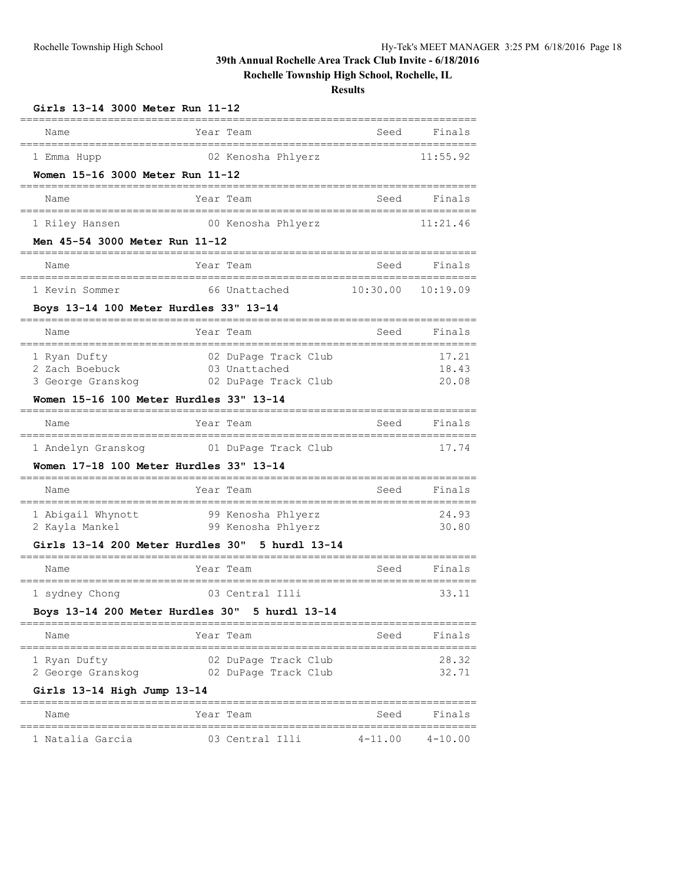# 39th Annual Rochelle Area Track Club Invite - 6/18/2016

## Rochelle Township High School, Rochelle, IL

### Results

#### Girls 13-14 3000 Meter Run 11-12

| | Name | Year | Team | Seed | Finals |
|---|---|---|---|---|---|
| 1 | Emma Hupp | 02 | Kenosha Phlyerz | | 11:55.92 |

#### Women 15-16 3000 Meter Run 11-12

| | Name | Year | Team | Seed | Finals |
|---|---|---|---|---|---|
| 1 | Riley Hansen | 00 | Kenosha Phlyerz | | 11:21.46 |

#### Men 45-54 3000 Meter Run 11-12

| | Name | Year | Team | Seed | Finals |
|---|---|---|---|---|---|
| 1 | Kevin Sommer | 66 | Unattached | 10:30.00 | 10:19.09 |

#### Boys 13-14 100 Meter Hurdles 33" 13-14

| | Name | Year | Team | Seed | Finals |
|---|---|---|---|---|---|
| 1 | Ryan Dufty | 02 | DuPage Track Club | | 17.21 |
| 2 | Zach Boebuck | 03 | Unattached | | 18.43 |
| 3 | George Granskog | 02 | DuPage Track Club | | 20.08 |

#### Women 15-16 100 Meter Hurdles 33" 13-14

| | Name | Year | Team | Seed | Finals |
|---|---|---|---|---|---|
| 1 | Andelyn Granskog | 01 | DuPage Track Club | | 17.74 |

#### Women 17-18 100 Meter Hurdles 33" 13-14

| | Name | Year | Team | Seed | Finals |
|---|---|---|---|---|---|
| 1 | Abigail Whynott | 99 | Kenosha Phlyerz | | 24.93 |
| 2 | Kayla Mankel | 99 | Kenosha Phlyerz | | 30.80 |

#### Girls 13-14 200 Meter Hurdles 30" 5 hurdl 13-14

| | Name | Year | Team | Seed | Finals |
|---|---|---|---|---|---|
| 1 | sydney Chong | 03 | Central Illi | | 33.11 |

#### Boys 13-14 200 Meter Hurdles 30" 5 hurdl 13-14

| | Name | Year | Team | Seed | Finals |
|---|---|---|---|---|---|
| 1 | Ryan Dufty | 02 | DuPage Track Club | | 28.32 |
| 2 | George Granskog | 02 | DuPage Track Club | | 32.71 |

#### Girls 13-14 High Jump 13-14

| | Name | Year | Team | Seed | Finals |
|---|---|---|---|---|---|
| 1 | Natalia Garcia | 03 | Central Illi | 4-11.00 | 4-10.00 |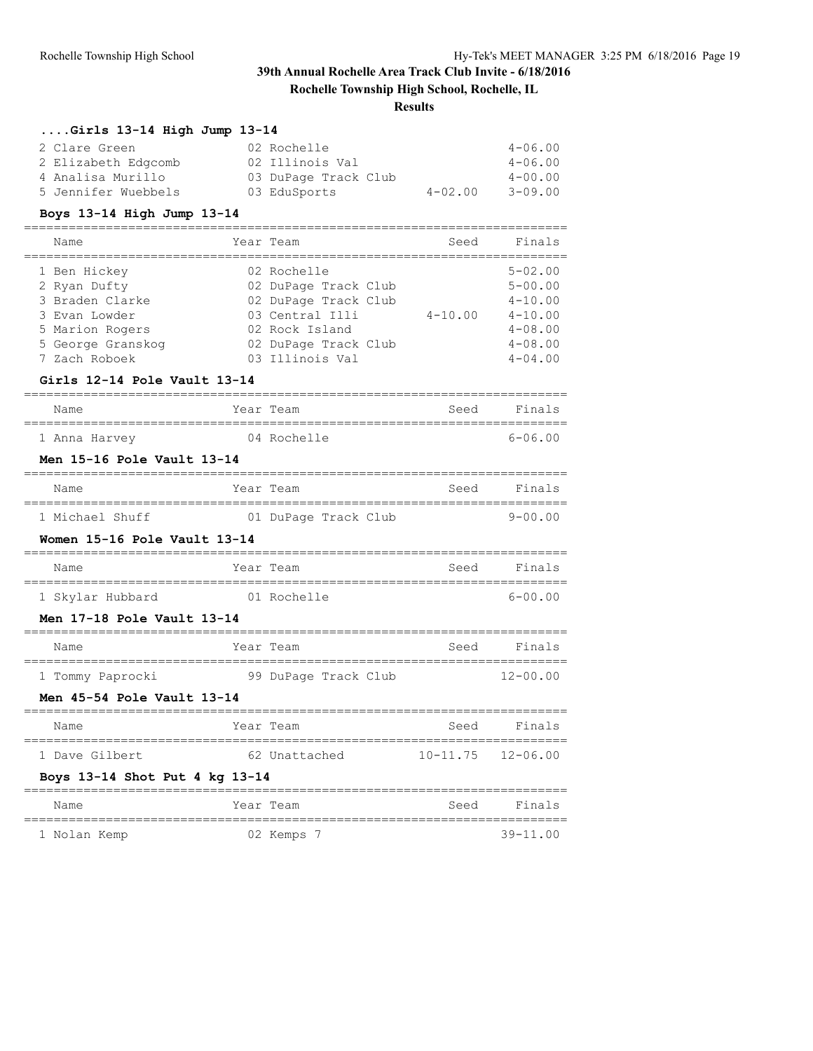# 39th Annual Rochelle Area Track Club Invite - 6/18/2016

**Rochelle Township High School, Rochelle, IL**

**Results**

### ....Girls 13-14 High Jump 13-14

| Name | Year | Team | Seed | Finals |
|---|---|---|---|---|
| 2 Clare Green | 02 | Rochelle | | 4-06.00 |
| 2 Elizabeth Edgcomb | 02 | Illinois Val | | 4-06.00 |
| 4 Analisa Murillo | 03 | DuPage Track Club | | 4-00.00 |
| 5 Jennifer Wuebbels | 03 | EduSports | 4-02.00 | 3-09.00 |

### Boys 13-14 High Jump 13-14

| Name | Year | Team | Seed | Finals |
|---|---|---|---|---|
| 1 Ben Hickey | 02 | Rochelle | | 5-02.00 |
| 2 Ryan Dufty | 02 | DuPage Track Club | | 5-00.00 |
| 3 Braden Clarke | 02 | DuPage Track Club | | 4-10.00 |
| 3 Evan Lowder | 03 | Central Illi | 4-10.00 | 4-10.00 |
| 5 Marion Rogers | 02 | Rock Island | | 4-08.00 |
| 5 George Granskog | 02 | DuPage Track Club | | 4-08.00 |
| 7 Zach Roboek | 03 | Illinois Val | | 4-04.00 |

### Girls 12-14 Pole Vault 13-14

| Name | Year | Team | Seed | Finals |
|---|---|---|---|---|
| 1 Anna Harvey | 04 | Rochelle | | 6-06.00 |

### Men 15-16 Pole Vault 13-14

| Name | Year | Team | Seed | Finals |
|---|---|---|---|---|
| 1 Michael Shuff | 01 | DuPage Track Club | | 9-00.00 |

### Women 15-16 Pole Vault 13-14

| Name | Year | Team | Seed | Finals |
|---|---|---|---|---|
| 1 Skylar Hubbard | 01 | Rochelle | | 6-00.00 |

### Men 17-18 Pole Vault 13-14

| Name | Year | Team | Seed | Finals |
|---|---|---|---|---|
| 1 Tommy Paprocki | 99 | DuPage Track Club | | 12-00.00 |

### Men 45-54 Pole Vault 13-14

| Name | Year | Team | Seed | Finals |
|---|---|---|---|---|
| 1 Dave Gilbert | 62 | Unattached | 10-11.75 | 12-06.00 |

### Boys 13-14 Shot Put 4 kg 13-14

| Name | Year | Team | Seed | Finals |
|---|---|---|---|---|
| 1 Nolan Kemp | 02 | Kemps 7 | | 39-11.00 |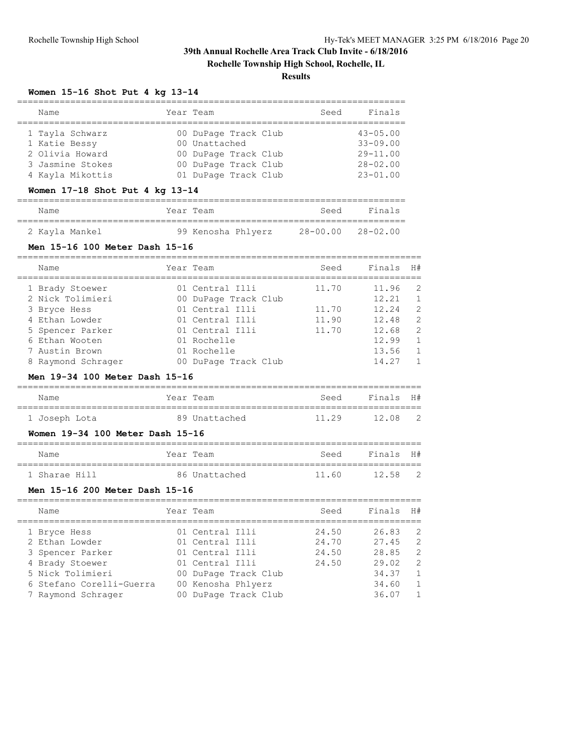## 39th Annual Rochelle Area Track Club Invite - 6/18/2016

**Rochelle Township High School, Rochelle, IL**

**Results**

### Women 15-16 Shot Put 4 kg 13-14

| Name | Year | Team | Seed | Finals |
|---|---|---|---|---|
| 1 Tayla Schwarz | 00 | DuPage Track Club | | 43-05.00 |
| 1 Katie Bessy | 00 | Unattached | | 33-09.00 |
| 2 Olivia Howard | 00 | DuPage Track Club | | 29-11.00 |
| 3 Jasmine Stokes | 00 | DuPage Track Club | | 28-02.00 |
| 4 Kayla Mikottis | 01 | DuPage Track Club | | 23-01.00 |

### Women 17-18 Shot Put 4 kg 13-14

| Name | Year | Team | Seed | Finals |
|---|---|---|---|---|
| 2 Kayla Mankel | 99 | Kenosha Phlyerz | 28-00.00 | 28-02.00 |

### Men 15-16 100 Meter Dash 15-16

| Name | Year | Team | Seed | Finals | H# |
|---|---|---|---|---|---|
| 1 Brady Stoewer | 01 | Central Illi | 11.70 | 11.96 | 2 |
| 2 Nick Tolimieri | 00 | DuPage Track Club | | 12.21 | 1 |
| 3 Bryce Hess | 01 | Central Illi | 11.70 | 12.24 | 2 |
| 4 Ethan Lowder | 01 | Central Illi | 11.90 | 12.48 | 2 |
| 5 Spencer Parker | 01 | Central Illi | 11.70 | 12.68 | 2 |
| 6 Ethan Wooten | 01 | Rochelle | | 12.99 | 1 |
| 7 Austin Brown | 01 | Rochelle | | 13.56 | 1 |
| 8 Raymond Schrager | 00 | DuPage Track Club | | 14.27 | 1 |

### Men 19-34 100 Meter Dash 15-16

| Name | Year | Team | Seed | Finals | H# |
|---|---|---|---|---|---|
| 1 Joseph Lota | 89 | Unattached | 11.29 | 12.08 | 2 |

### Women 19-34 100 Meter Dash 15-16

| Name | Year | Team | Seed | Finals | H# |
|---|---|---|---|---|---|
| 1 Sharae Hill | 86 | Unattached | 11.60 | 12.58 | 2 |

### Men 15-16 200 Meter Dash 15-16

| Name | Year | Team | Seed | Finals | H# |
|---|---|---|---|---|---|
| 1 Bryce Hess | 01 | Central Illi | 24.50 | 26.83 | 2 |
| 2 Ethan Lowder | 01 | Central Illi | 24.70 | 27.45 | 2 |
| 3 Spencer Parker | 01 | Central Illi | 24.50 | 28.85 | 2 |
| 4 Brady Stoewer | 01 | Central Illi | 24.50 | 29.02 | 2 |
| 5 Nick Tolimieri | 00 | DuPage Track Club | | 34.37 | 1 |
| 6 Stefano Corelli-Guerra | 00 | Kenosha Phlyerz | | 34.60 | 1 |
| 7 Raymond Schrager | 00 | DuPage Track Club | | 36.07 | 1 |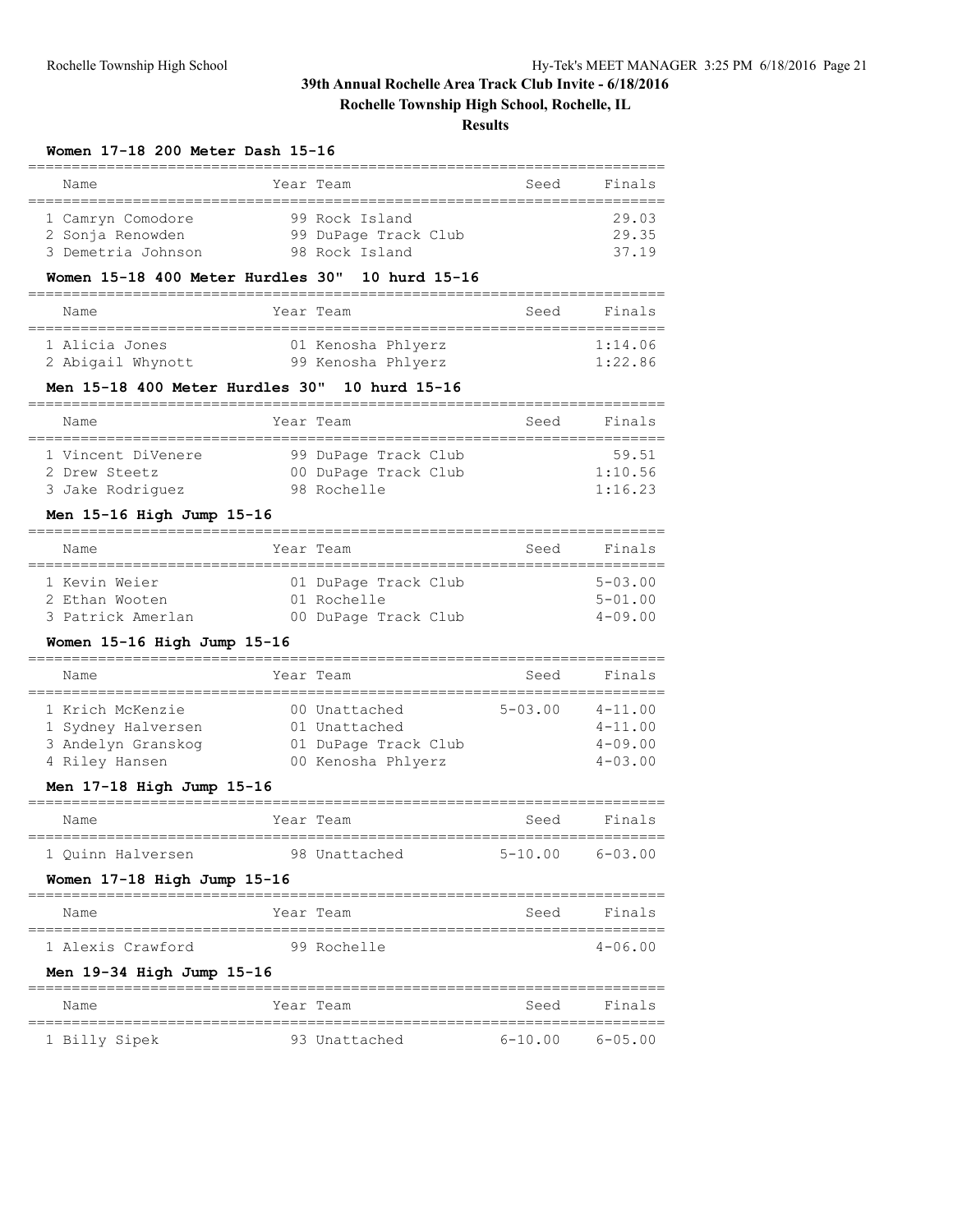# 39th Annual Rochelle Area Track Club Invite - 6/18/2016

**Rochelle Township High School, Rochelle, IL**

**Results**

### Women 17-18 200 Meter Dash 15-16

| | Name | Year | Team | Seed | Finals |
|---|---|---|---|---|---|
| 1 | Camryn Comodore | 99 | Rock Island | | 29.03 |
| 2 | Sonja Renowden | 99 | DuPage Track Club | | 29.35 |
| 3 | Demetria Johnson | 98 | Rock Island | | 37.19 |

### Women 15-18 400 Meter Hurdles 30" 10 hurd 15-16

| | Name | Year | Team | Seed | Finals |
|---|---|---|---|---|---|
| 1 | Alicia Jones | 01 | Kenosha Phlyerz | | 1:14.06 |
| 2 | Abigail Whynott | 99 | Kenosha Phlyerz | | 1:22.86 |

### Men 15-18 400 Meter Hurdles 30" 10 hurd 15-16

| | Name | Year | Team | Seed | Finals |
|---|---|---|---|---|---|
| 1 | Vincent DiVenere | 99 | DuPage Track Club | | 59.51 |
| 2 | Drew Steetz | 00 | DuPage Track Club | | 1:10.56 |
| 3 | Jake Rodriguez | 98 | Rochelle | | 1:16.23 |

### Men 15-16 High Jump 15-16

| | Name | Year | Team | Seed | Finals |
|---|---|---|---|---|---|
| 1 | Kevin Weier | 01 | DuPage Track Club | | 5-03.00 |
| 2 | Ethan Wooten | 01 | Rochelle | | 5-01.00 |
| 3 | Patrick Amerlan | 00 | DuPage Track Club | | 4-09.00 |

### Women 15-16 High Jump 15-16

| | Name | Year | Team | Seed | Finals |
|---|---|---|---|---|---|
| 1 | Krich McKenzie | 00 | Unattached | 5-03.00 | 4-11.00 |
| 1 | Sydney Halversen | 01 | Unattached | | 4-11.00 |
| 3 | Andelyn Granskog | 01 | DuPage Track Club | | 4-09.00 |
| 4 | Riley Hansen | 00 | Kenosha Phlyerz | | 4-03.00 |

### Men 17-18 High Jump 15-16

| | Name | Year | Team | Seed | Finals |
|---|---|---|---|---|---|
| 1 | Quinn Halversen | 98 | Unattached | 5-10.00 | 6-03.00 |

### Women 17-18 High Jump 15-16

| | Name | Year | Team | Seed | Finals |
|---|---|---|---|---|---|
| 1 | Alexis Crawford | 99 | Rochelle | | 4-06.00 |

### Men 19-34 High Jump 15-16

| | Name | Year | Team | Seed | Finals |
|---|---|---|---|---|---|
| 1 | Billy Sipek | 93 | Unattached | 6-10.00 | 6-05.00 |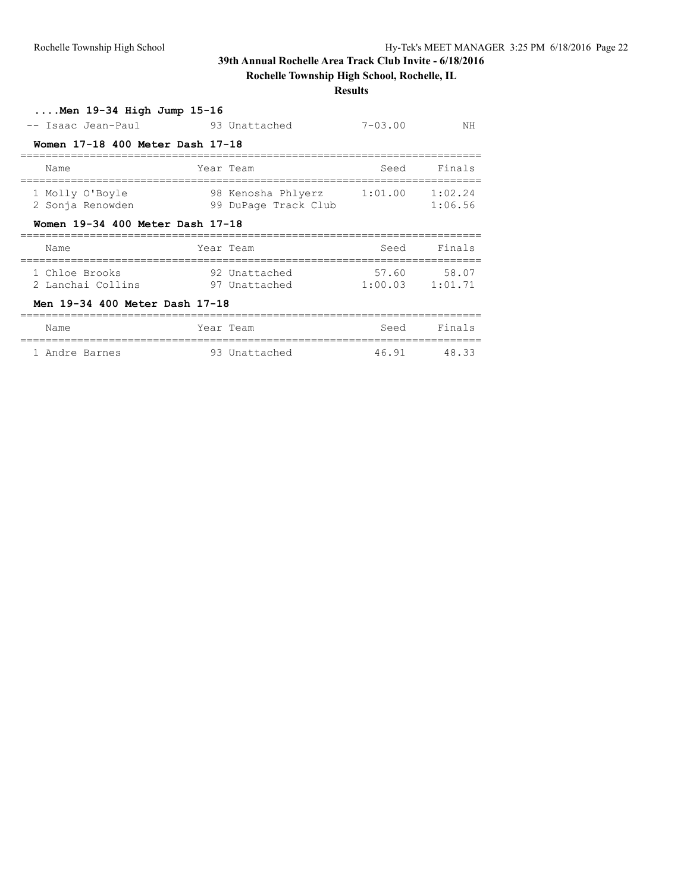## 39th Annual Rochelle Area Track Club Invite - 6/18/2016

**Rochelle Township High School, Rochelle, IL**

**Results**

### ....Men 19-34 High Jump 15-16

| | | | | |
|---|---|---|---|---|
| -- | Isaac Jean-Paul | 93 Unattached | 7-03.00 | NH |

### Women 17-18 400 Meter Dash 17-18

| | Name | Year Team | Seed | Finals |
|---|---|---|---|---|
| 1 | Molly O'Boyle | 98 Kenosha Phlyerz | 1:01.00 | 1:02.24 |
| 2 | Sonja Renowden | 99 DuPage Track Club | | 1:06.56 |

### Women 19-34 400 Meter Dash 17-18

| | Name | Year Team | Seed | Finals |
|---|---|---|---|---|
| 1 | Chloe Brooks | 92 Unattached | 57.60 | 58.07 |
| 2 | Lanchai Collins | 97 Unattached | 1:00.03 | 1:01.71 |

### Men 19-34 400 Meter Dash 17-18

| | Name | Year Team | Seed | Finals |
|---|---|---|---|---|
| 1 | Andre Barnes | 93 Unattached | 46.91 | 48.33 |